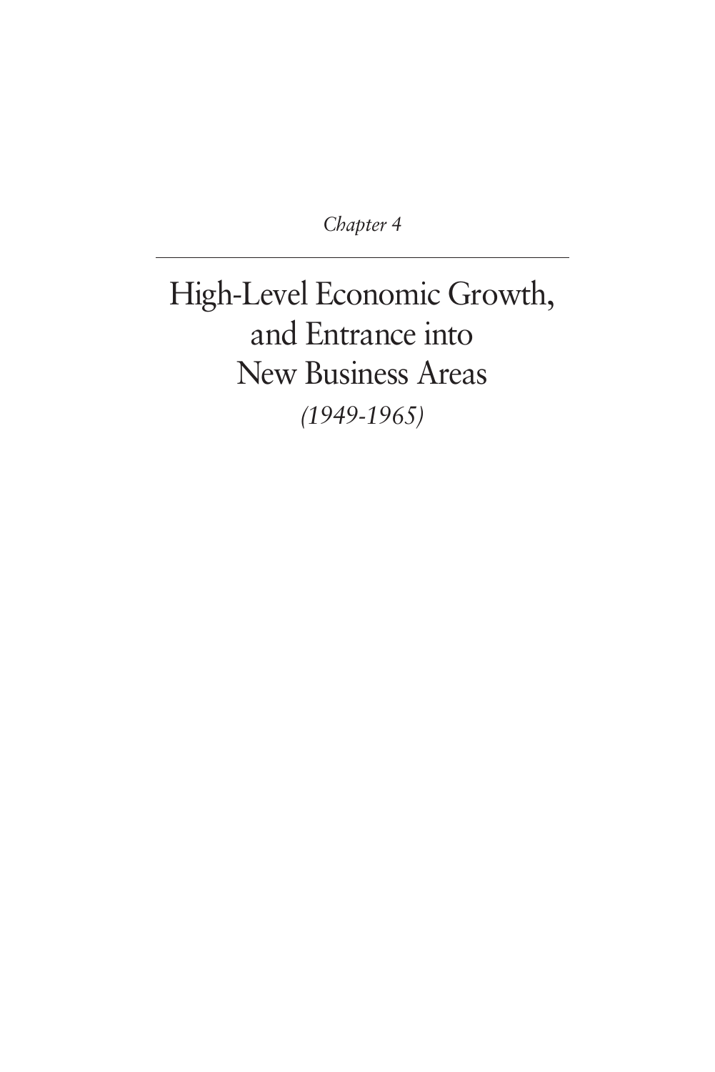*Chapter 4*

# High-Level Economic Growth, and Entrance into New Business Areas

*(1949-1965)*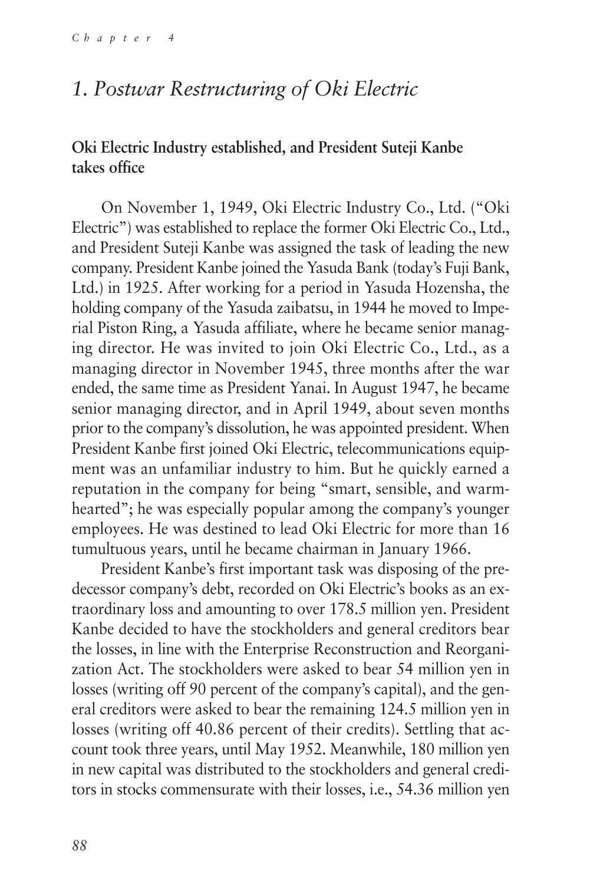## 1. Postwar Restructuring of Oki Electric

### Oki Electric Industry established, and President Suteji Kanbe takes office

On November 1, 1949, Oki Electric Industry Co., Ltd. ("Oki Electric") was established to replace the former Oki Electric Co., Ltd., and President Suteji Kanbe was assigned the task of leading the new company. President Kanbe joined the Yasuda Bank (today's Fuji Bank, Ltd.) in 1925. After working for a period in Yasuda Hozensha, the holding company of the Yasuda zaibatsu, in 1944 he moved to Imperial Piston Ring, a Yasuda affiliate, where he became senior managing director. He was invited to join Oki Electric Co., Ltd., as a managing director in November 1945, three months after the war ended, the same time as President Yanai. In August 1947, he became senior managing director, and in April 1949, about seven months prior to the company's dissolution, he was appointed president. When President Kanbe first joined Oki Electric, telecommunications equipment was an unfamiliar industry to him. But he quickly earned a reputation in the company for being "smart, sensible, and warm-hearted"; he was especially popular among the company's younger employees. He was destined to lead Oki Electric for more than 16 tumultuous years, until he became chairman in January 1966.

President Kanbe's first important task was disposing of the predecessor company's debt, recorded on Oki Electric's books as an extraordinary loss and amounting to over 178.5 million yen. President Kanbe decided to have the stockholders and general creditors bear the losses, in line with the Enterprise Reconstruction and Reorganization Act. The stockholders were asked to bear 54 million yen in losses (writing off 90 percent of the company's capital), and the general creditors were asked to bear the remaining 124.5 million yen in losses (writing off 40.86 percent of their credits). Settling that account took three years, until May 1952. Meanwhile, 180 million yen in new capital was distributed to the stockholders and general creditors in stocks commensurate with their losses, i.e., 54.36 million yen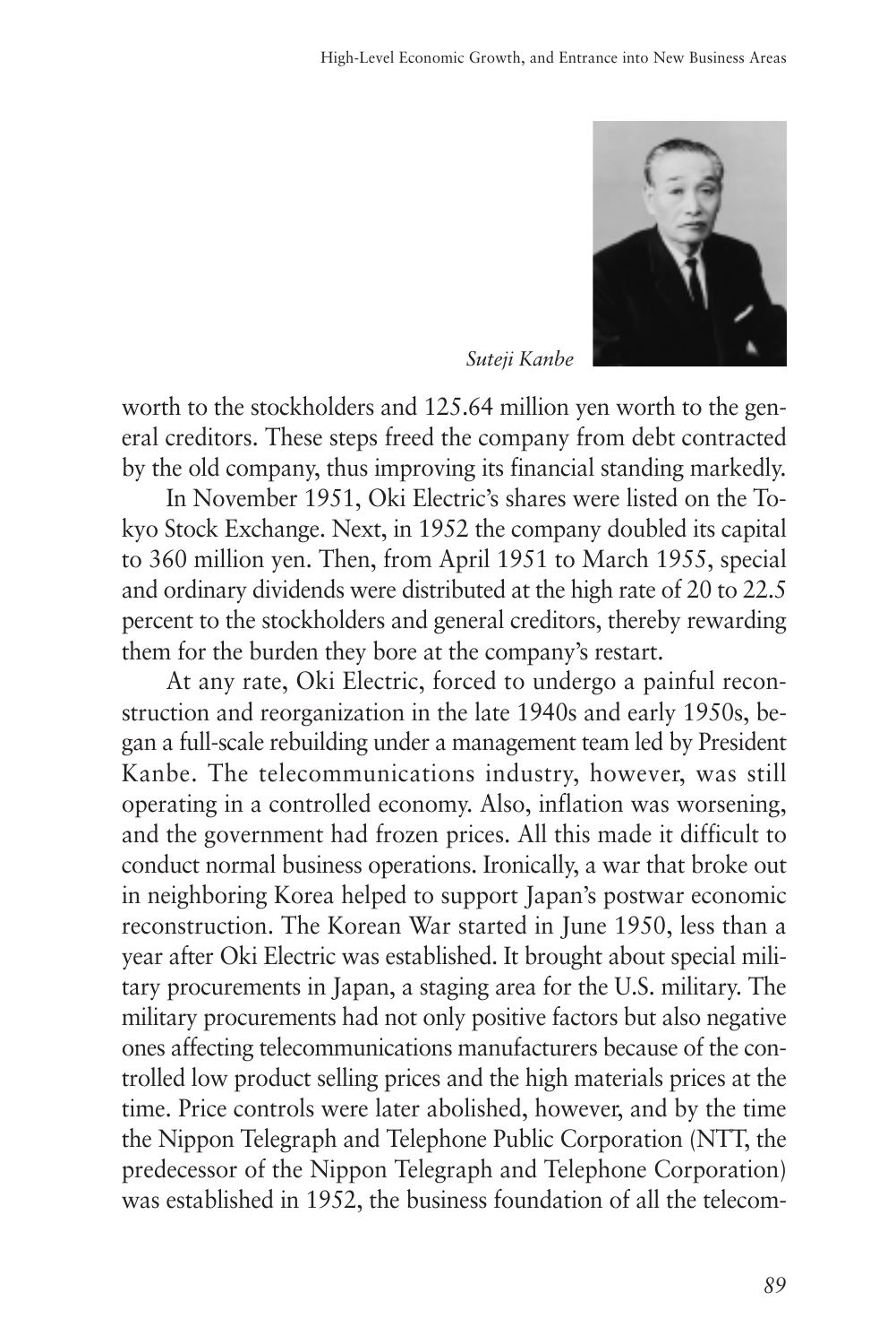*Suteji Kanbe*

worth to the stockholders and 125.64 million yen worth to the general creditors. These steps freed the company from debt contracted by the old company, thus improving its financial standing markedly.

In November 1951, Oki Electric's shares were listed on the Tokyo Stock Exchange. Next, in 1952 the company doubled its capital to 360 million yen. Then, from April 1951 to March 1955, special and ordinary dividends were distributed at the high rate of 20 to 22.5 percent to the stockholders and general creditors, thereby rewarding them for the burden they bore at the company's restart.

At any rate, Oki Electric, forced to undergo a painful reconstruction and reorganization in the late 1940s and early 1950s, began a full-scale rebuilding under a management team led by President Kanbe. The telecommunications industry, however, was still operating in a controlled economy. Also, inflation was worsening, and the government had frozen prices. All this made it difficult to conduct normal business operations. Ironically, a war that broke out in neighboring Korea helped to support Japan's postwar economic reconstruction. The Korean War started in June 1950, less than a year after Oki Electric was established. It brought about special military procurements in Japan, a staging area for the U.S. military. The military procurements had not only positive factors but also negative ones affecting telecommunications manufacturers because of the controlled low product selling prices and the high materials prices at the time. Price controls were later abolished, however, and by the time the Nippon Telegraph and Telephone Public Corporation (NTT, the predecessor of the Nippon Telegraph and Telephone Corporation) was established in 1952, the business foundation of all the telecom-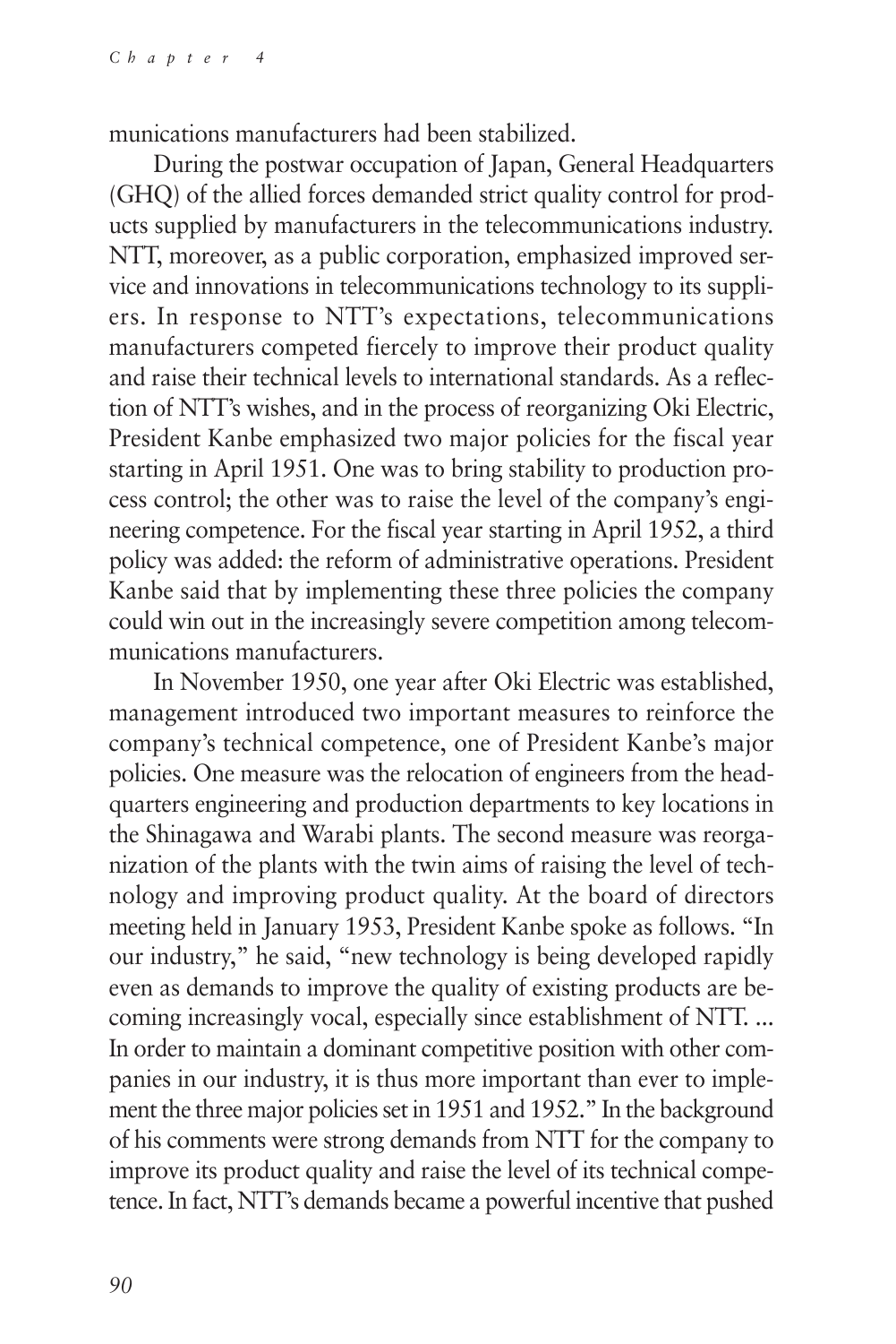munications manufacturers had been stabilized.

During the postwar occupation of Japan, General Headquarters (GHQ) of the allied forces demanded strict quality control for products supplied by manufacturers in the telecommunications industry. NTT, moreover, as a public corporation, emphasized improved service and innovations in telecommunications technology to its suppliers. In response to NTT's expectations, telecommunications manufacturers competed fiercely to improve their product quality and raise their technical levels to international standards. As a reflection of NTT's wishes, and in the process of reorganizing Oki Electric, President Kanbe emphasized two major policies for the fiscal year starting in April 1951. One was to bring stability to production process control; the other was to raise the level of the company's engineering competence. For the fiscal year starting in April 1952, a third policy was added: the reform of administrative operations. President Kanbe said that by implementing these three policies the company could win out in the increasingly severe competition among telecommunications manufacturers.

In November 1950, one year after Oki Electric was established, management introduced two important measures to reinforce the company's technical competence, one of President Kanbe's major policies. One measure was the relocation of engineers from the headquarters engineering and production departments to key locations in the Shinagawa and Warabi plants. The second measure was reorganization of the plants with the twin aims of raising the level of technology and improving product quality. At the board of directors meeting held in January 1953, President Kanbe spoke as follows. "In our industry," he said, "new technology is being developed rapidly even as demands to improve the quality of existing products are becoming increasingly vocal, especially since establishment of NTT. ... In order to maintain a dominant competitive position with other companies in our industry, it is thus more important than ever to implement the three major policies set in 1951 and 1952." In the background of his comments were strong demands from NTT for the company to improve its product quality and raise the level of its technical competence. In fact, NTT's demands became a powerful incentive that pushed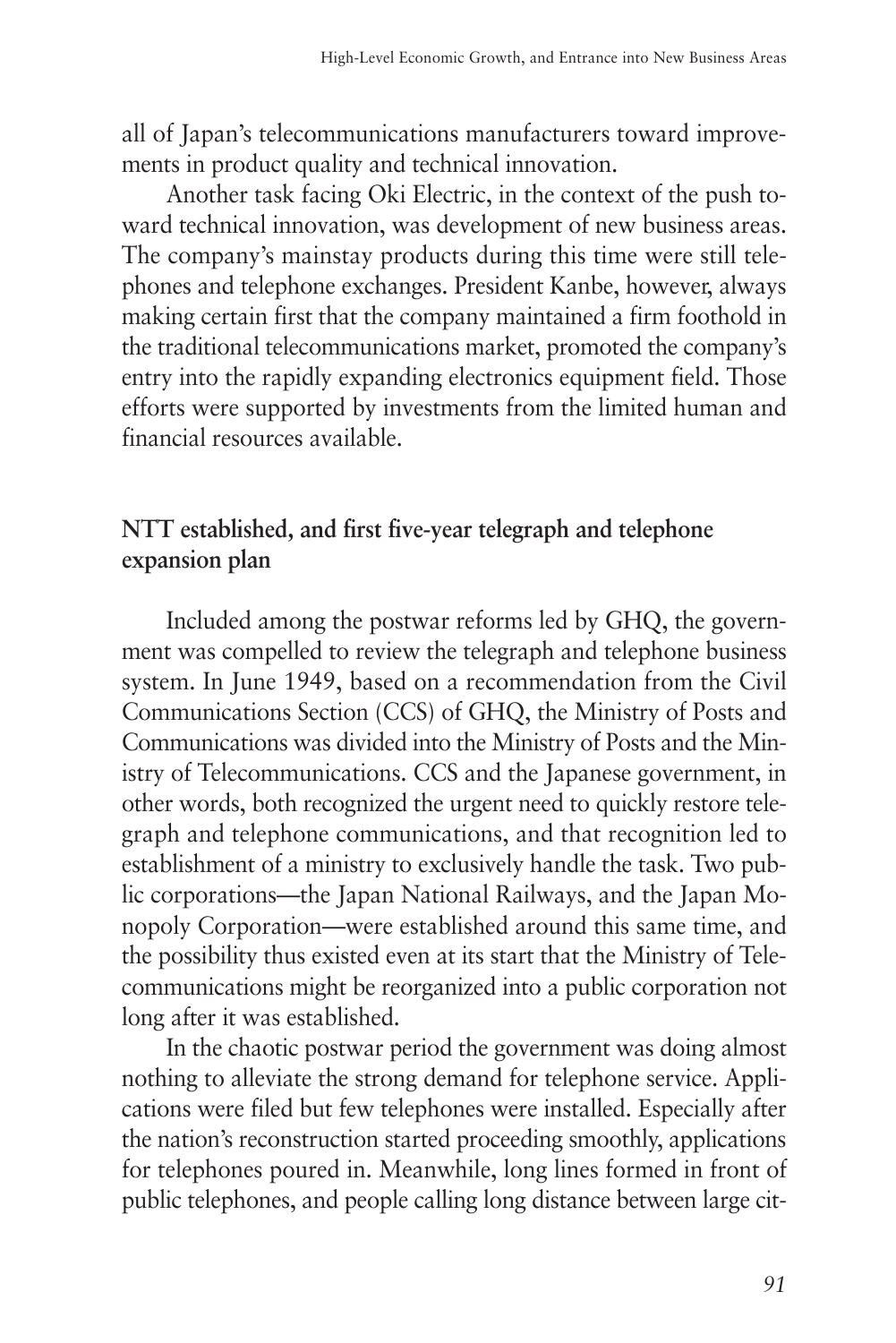all of Japan's telecommunications manufacturers toward improvements in product quality and technical innovation.

Another task facing Oki Electric, in the context of the push toward technical innovation, was development of new business areas. The company's mainstay products during this time were still telephones and telephone exchanges. President Kanbe, however, always making certain first that the company maintained a firm foothold in the traditional telecommunications market, promoted the company's entry into the rapidly expanding electronics equipment field. Those efforts were supported by investments from the limited human and financial resources available.

## NTT established, and first five-year telegraph and telephone expansion plan

Included among the postwar reforms led by GHQ, the government was compelled to review the telegraph and telephone business system. In June 1949, based on a recommendation from the Civil Communications Section (CCS) of GHQ, the Ministry of Posts and Communications was divided into the Ministry of Posts and the Ministry of Telecommunications. CCS and the Japanese government, in other words, both recognized the urgent need to quickly restore telegraph and telephone communications, and that recognition led to establishment of a ministry to exclusively handle the task. Two public corporations—the Japan National Railways, and the Japan Monopoly Corporation—were established around this same time, and the possibility thus existed even at its start that the Ministry of Telecommunications might be reorganized into a public corporation not long after it was established.

In the chaotic postwar period the government was doing almost nothing to alleviate the strong demand for telephone service. Applications were filed but few telephones were installed. Especially after the nation's reconstruction started proceeding smoothly, applications for telephones poured in. Meanwhile, long lines formed in front of public telephones, and people calling long distance between large cit-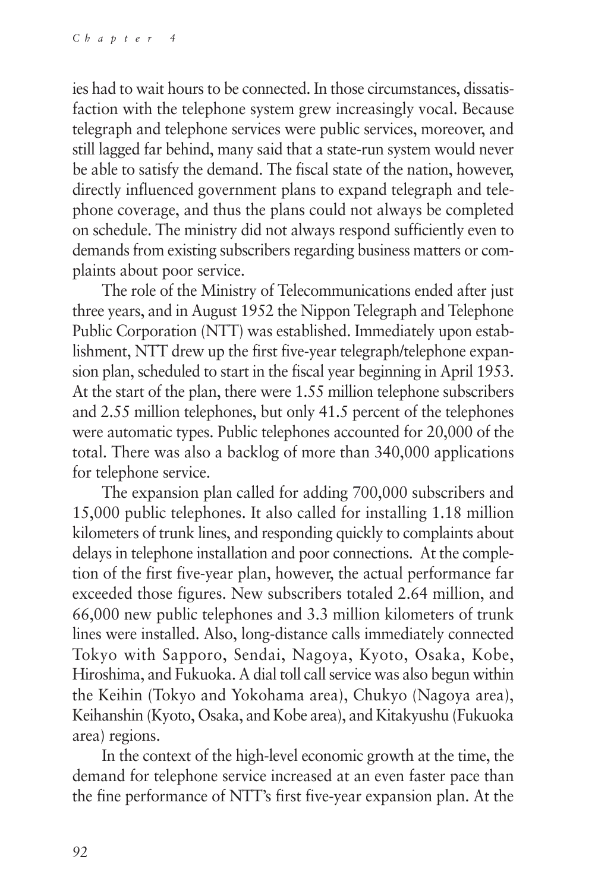ies had to wait hours to be connected. In those circumstances, dissatisfaction with the telephone system grew increasingly vocal. Because telegraph and telephone services were public services, moreover, and still lagged far behind, many said that a state-run system would never be able to satisfy the demand. The fiscal state of the nation, however, directly influenced government plans to expand telegraph and telephone coverage, and thus the plans could not always be completed on schedule. The ministry did not always respond sufficiently even to demands from existing subscribers regarding business matters or complaints about poor service.

The role of the Ministry of Telecommunications ended after just three years, and in August 1952 the Nippon Telegraph and Telephone Public Corporation (NTT) was established. Immediately upon establishment, NTT drew up the first five-year telegraph/telephone expansion plan, scheduled to start in the fiscal year beginning in April 1953. At the start of the plan, there were 1.55 million telephone subscribers and 2.55 million telephones, but only 41.5 percent of the telephones were automatic types. Public telephones accounted for 20,000 of the total. There was also a backlog of more than 340,000 applications for telephone service.

The expansion plan called for adding 700,000 subscribers and 15,000 public telephones. It also called for installing 1.18 million kilometers of trunk lines, and responding quickly to complaints about delays in telephone installation and poor connections. At the completion of the first five-year plan, however, the actual performance far exceeded those figures. New subscribers totaled 2.64 million, and 66,000 new public telephones and 3.3 million kilometers of trunk lines were installed. Also, long-distance calls immediately connected Tokyo with Sapporo, Sendai, Nagoya, Kyoto, Osaka, Kobe, Hiroshima, and Fukuoka. A dial toll call service was also begun within the Keihin (Tokyo and Yokohama area), Chukyo (Nagoya area), Keihanshin (Kyoto, Osaka, and Kobe area), and Kitakyushu (Fukuoka area) regions.

In the context of the high-level economic growth at the time, the demand for telephone service increased at an even faster pace than the fine performance of NTT's first five-year expansion plan. At the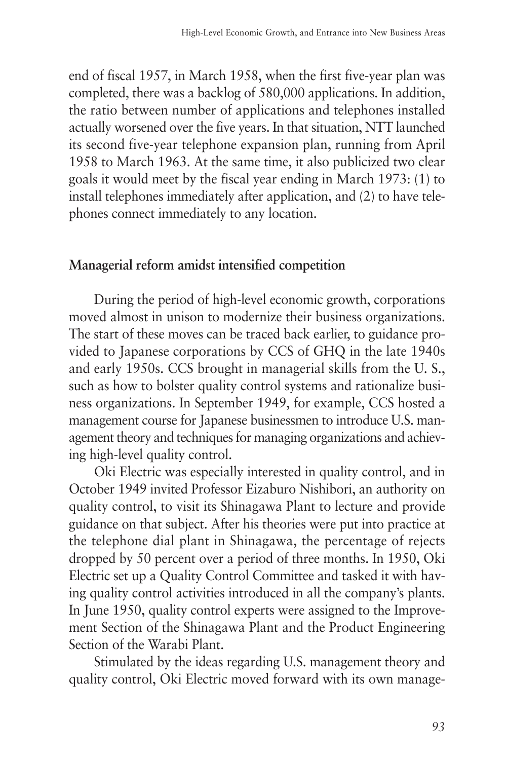end of fiscal 1957, in March 1958, when the first five-year plan was completed, there was a backlog of 580,000 applications. In addition, the ratio between number of applications and telephones installed actually worsened over the five years. In that situation, NTT launched its second five-year telephone expansion plan, running from April 1958 to March 1963. At the same time, it also publicized two clear goals it would meet by the fiscal year ending in March 1973: (1) to install telephones immediately after application, and (2) to have telephones connect immediately to any location.

### Managerial reform amidst intensified competition

During the period of high-level economic growth, corporations moved almost in unison to modernize their business organizations. The start of these moves can be traced back earlier, to guidance provided to Japanese corporations by CCS of GHQ in the late 1940s and early 1950s. CCS brought in managerial skills from the U. S., such as how to bolster quality control systems and rationalize business organizations. In September 1949, for example, CCS hosted a management course for Japanese businessmen to introduce U.S. management theory and techniques for managing organizations and achieving high-level quality control.

Oki Electric was especially interested in quality control, and in October 1949 invited Professor Eizaburo Nishibori, an authority on quality control, to visit its Shinagawa Plant to lecture and provide guidance on that subject. After his theories were put into practice at the telephone dial plant in Shinagawa, the percentage of rejects dropped by 50 percent over a period of three months. In 1950, Oki Electric set up a Quality Control Committee and tasked it with having quality control activities introduced in all the company's plants. In June 1950, quality control experts were assigned to the Improvement Section of the Shinagawa Plant and the Product Engineering Section of the Warabi Plant.

Stimulated by the ideas regarding U.S. management theory and quality control, Oki Electric moved forward with its own manage-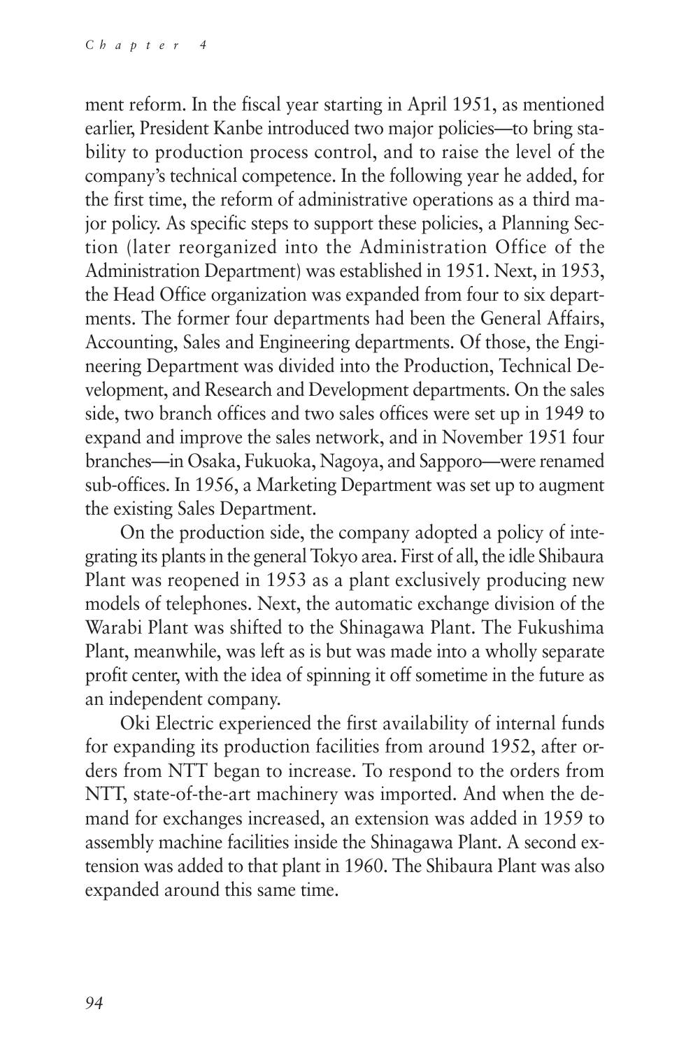ment reform. In the fiscal year starting in April 1951, as mentioned earlier, President Kanbe introduced two major policies—to bring stability to production process control, and to raise the level of the company's technical competence. In the following year he added, for the first time, the reform of administrative operations as a third major policy. As specific steps to support these policies, a Planning Section (later reorganized into the Administration Office of the Administration Department) was established in 1951. Next, in 1953, the Head Office organization was expanded from four to six departments. The former four departments had been the General Affairs, Accounting, Sales and Engineering departments. Of those, the Engineering Department was divided into the Production, Technical Development, and Research and Development departments. On the sales side, two branch offices and two sales offices were set up in 1949 to expand and improve the sales network, and in November 1951 four branches—in Osaka, Fukuoka, Nagoya, and Sapporo—were renamed sub-offices. In 1956, a Marketing Department was set up to augment the existing Sales Department.

On the production side, the company adopted a policy of integrating its plants in the general Tokyo area. First of all, the idle Shibaura Plant was reopened in 1953 as a plant exclusively producing new models of telephones. Next, the automatic exchange division of the Warabi Plant was shifted to the Shinagawa Plant. The Fukushima Plant, meanwhile, was left as is but was made into a wholly separate profit center, with the idea of spinning it off sometime in the future as an independent company.

Oki Electric experienced the first availability of internal funds for expanding its production facilities from around 1952, after orders from NTT began to increase. To respond to the orders from NTT, state-of-the-art machinery was imported. And when the demand for exchanges increased, an extension was added in 1959 to assembly machine facilities inside the Shinagawa Plant. A second extension was added to that plant in 1960. The Shibaura Plant was also expanded around this same time.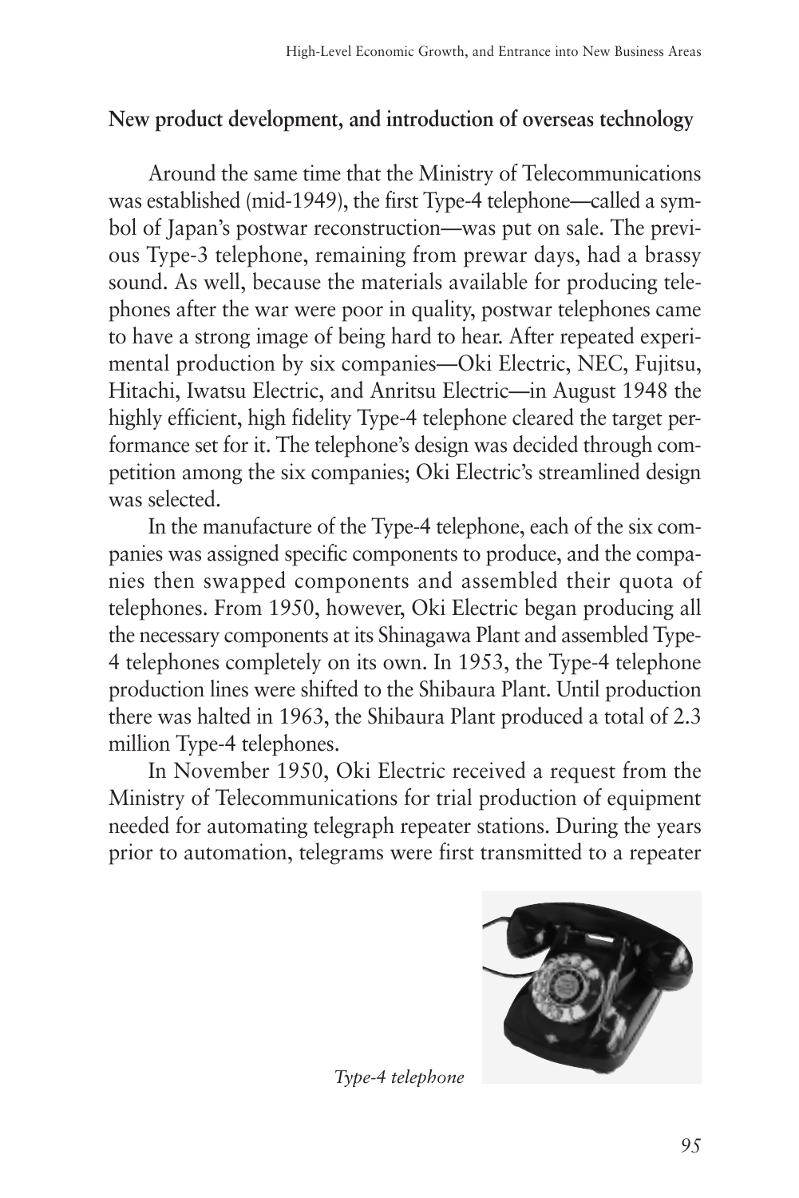## New product development, and introduction of overseas technology

Around the same time that the Ministry of Telecommunications was established (mid-1949), the first Type-4 telephone—called a symbol of Japan's postwar reconstruction—was put on sale. The previous Type-3 telephone, remaining from prewar days, had a brassy sound. As well, because the materials available for producing telephones after the war were poor in quality, postwar telephones came to have a strong image of being hard to hear. After repeated experimental production by six companies—Oki Electric, NEC, Fujitsu, Hitachi, Iwatsu Electric, and Anritsu Electric—in August 1948 the highly efficient, high fidelity Type-4 telephone cleared the target performance set for it. The telephone's design was decided through competition among the six companies; Oki Electric's streamlined design was selected.

In the manufacture of the Type-4 telephone, each of the six companies was assigned specific components to produce, and the companies then swapped components and assembled their quota of telephones. From 1950, however, Oki Electric began producing all the necessary components at its Shinagawa Plant and assembled Type-4 telephones completely on its own. In 1953, the Type-4 telephone production lines were shifted to the Shibaura Plant. Until production there was halted in 1963, the Shibaura Plant produced a total of 2.3 million Type-4 telephones.

In November 1950, Oki Electric received a request from the Ministry of Telecommunications for trial production of equipment needed for automating telegraph repeater stations. During the years prior to automation, telegrams were first transmitted to a repeater

*Type-4 telephone*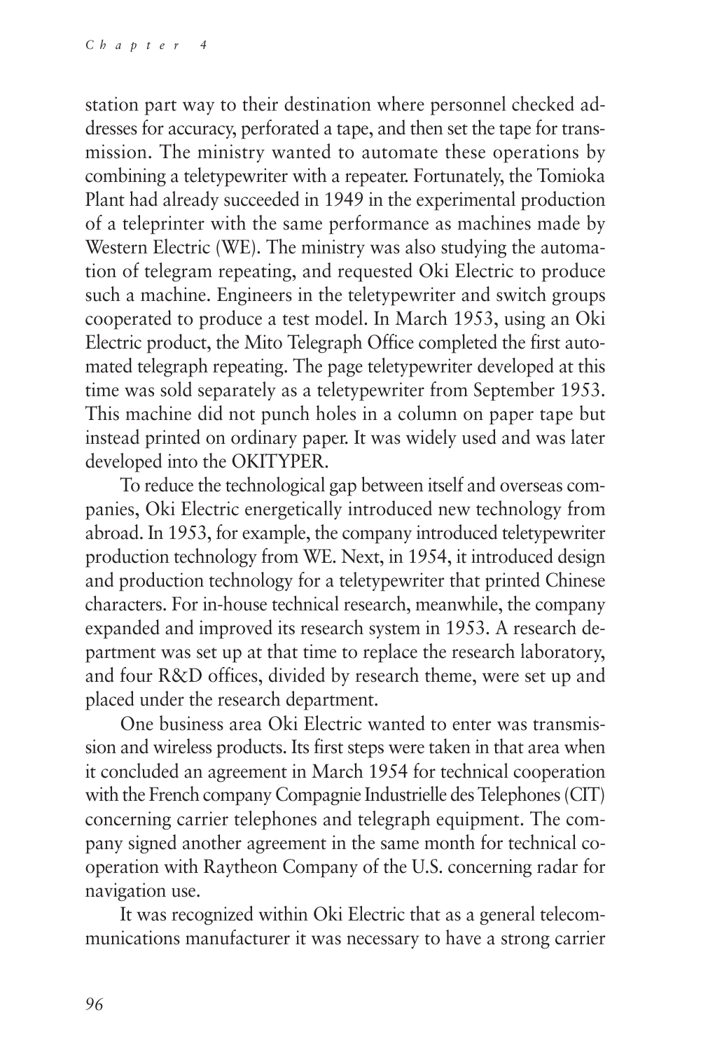station part way to their destination where personnel checked addresses for accuracy, perforated a tape, and then set the tape for transmission. The ministry wanted to automate these operations by combining a teletypewriter with a repeater. Fortunately, the Tomioka Plant had already succeeded in 1949 in the experimental production of a teleprinter with the same performance as machines made by Western Electric (WE). The ministry was also studying the automation of telegram repeating, and requested Oki Electric to produce such a machine. Engineers in the teletypewriter and switch groups cooperated to produce a test model. In March 1953, using an Oki Electric product, the Mito Telegraph Office completed the first automated telegraph repeating. The page teletypewriter developed at this time was sold separately as a teletypewriter from September 1953. This machine did not punch holes in a column on paper tape but instead printed on ordinary paper. It was widely used and was later developed into the OKITYPER.

To reduce the technological gap between itself and overseas companies, Oki Electric energetically introduced new technology from abroad. In 1953, for example, the company introduced teletypewriter production technology from WE. Next, in 1954, it introduced design and production technology for a teletypewriter that printed Chinese characters. For in-house technical research, meanwhile, the company expanded and improved its research system in 1953. A research department was set up at that time to replace the research laboratory, and four R&D offices, divided by research theme, were set up and placed under the research department.

One business area Oki Electric wanted to enter was transmission and wireless products. Its first steps were taken in that area when it concluded an agreement in March 1954 for technical cooperation with the French company Compagnie Industrielle des Telephones (CIT) concerning carrier telephones and telegraph equipment. The company signed another agreement in the same month for technical cooperation with Raytheon Company of the U.S. concerning radar for navigation use.

It was recognized within Oki Electric that as a general telecommunications manufacturer it was necessary to have a strong carrier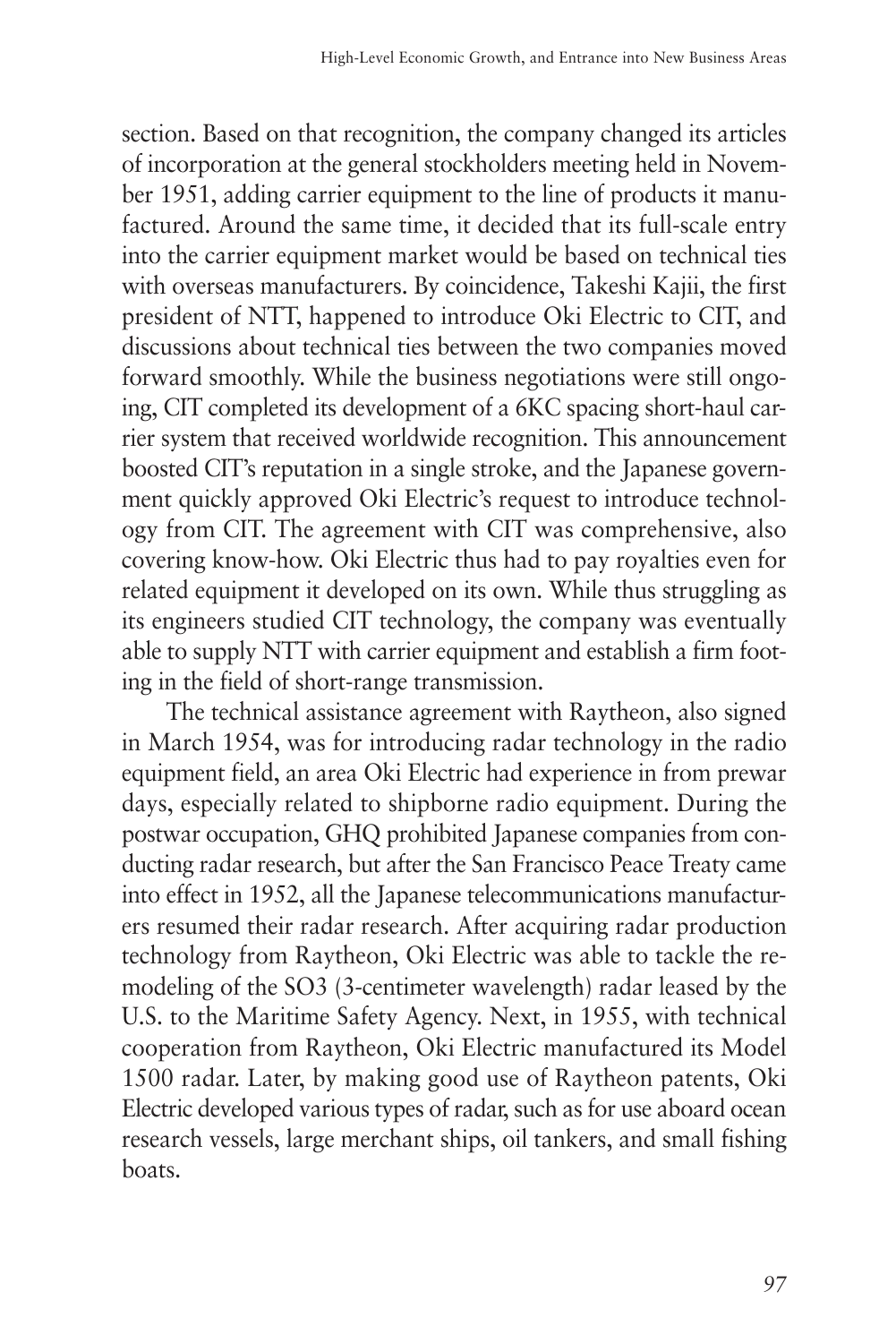section. Based on that recognition, the company changed its articles of incorporation at the general stockholders meeting held in November 1951, adding carrier equipment to the line of products it manufactured. Around the same time, it decided that its full-scale entry into the carrier equipment market would be based on technical ties with overseas manufacturers. By coincidence, Takeshi Kajii, the first president of NTT, happened to introduce Oki Electric to CIT, and discussions about technical ties between the two companies moved forward smoothly. While the business negotiations were still ongoing, CIT completed its development of a 6KC spacing short-haul carrier system that received worldwide recognition. This announcement boosted CIT's reputation in a single stroke, and the Japanese government quickly approved Oki Electric's request to introduce technology from CIT. The agreement with CIT was comprehensive, also covering know-how. Oki Electric thus had to pay royalties even for related equipment it developed on its own. While thus struggling as its engineers studied CIT technology, the company was eventually able to supply NTT with carrier equipment and establish a firm footing in the field of short-range transmission.

The technical assistance agreement with Raytheon, also signed in March 1954, was for introducing radar technology in the radio equipment field, an area Oki Electric had experience in from prewar days, especially related to shipborne radio equipment. During the postwar occupation, GHQ prohibited Japanese companies from conducting radar research, but after the San Francisco Peace Treaty came into effect in 1952, all the Japanese telecommunications manufacturers resumed their radar research. After acquiring radar production technology from Raytheon, Oki Electric was able to tackle the remodeling of the SO3 (3-centimeter wavelength) radar leased by the U.S. to the Maritime Safety Agency. Next, in 1955, with technical cooperation from Raytheon, Oki Electric manufactured its Model 1500 radar. Later, by making good use of Raytheon patents, Oki Electric developed various types of radar, such as for use aboard ocean research vessels, large merchant ships, oil tankers, and small fishing boats.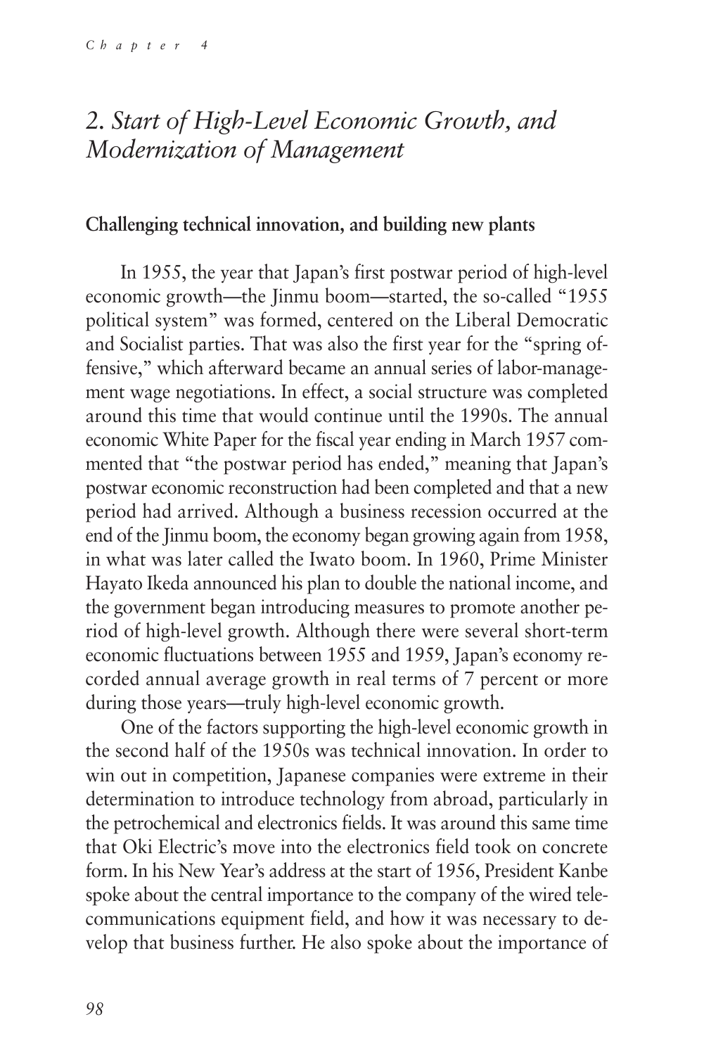## 2. *Start of High-Level Economic Growth, and Modernization of Management*

### Challenging technical innovation, and building new plants

In 1955, the year that Japan's first postwar period of high-level economic growth—the Jinmu boom—started, the so-called "1955 political system" was formed, centered on the Liberal Democratic and Socialist parties. That was also the first year for the "spring offensive," which afterward became an annual series of labor-management wage negotiations. In effect, a social structure was completed around this time that would continue until the 1990s. The annual economic White Paper for the fiscal year ending in March 1957 commented that "the postwar period has ended," meaning that Japan's postwar economic reconstruction had been completed and that a new period had arrived. Although a business recession occurred at the end of the Jinmu boom, the economy began growing again from 1958, in what was later called the Iwato boom. In 1960, Prime Minister Hayato Ikeda announced his plan to double the national income, and the government began introducing measures to promote another period of high-level growth. Although there were several short-term economic fluctuations between 1955 and 1959, Japan's economy recorded annual average growth in real terms of 7 percent or more during those years—truly high-level economic growth.

One of the factors supporting the high-level economic growth in the second half of the 1950s was technical innovation. In order to win out in competition, Japanese companies were extreme in their determination to introduce technology from abroad, particularly in the petrochemical and electronics fields. It was around this same time that Oki Electric's move into the electronics field took on concrete form. In his New Year's address at the start of 1956, President Kanbe spoke about the central importance to the company of the wired telecommunications equipment field, and how it was necessary to develop that business further. He also spoke about the importance of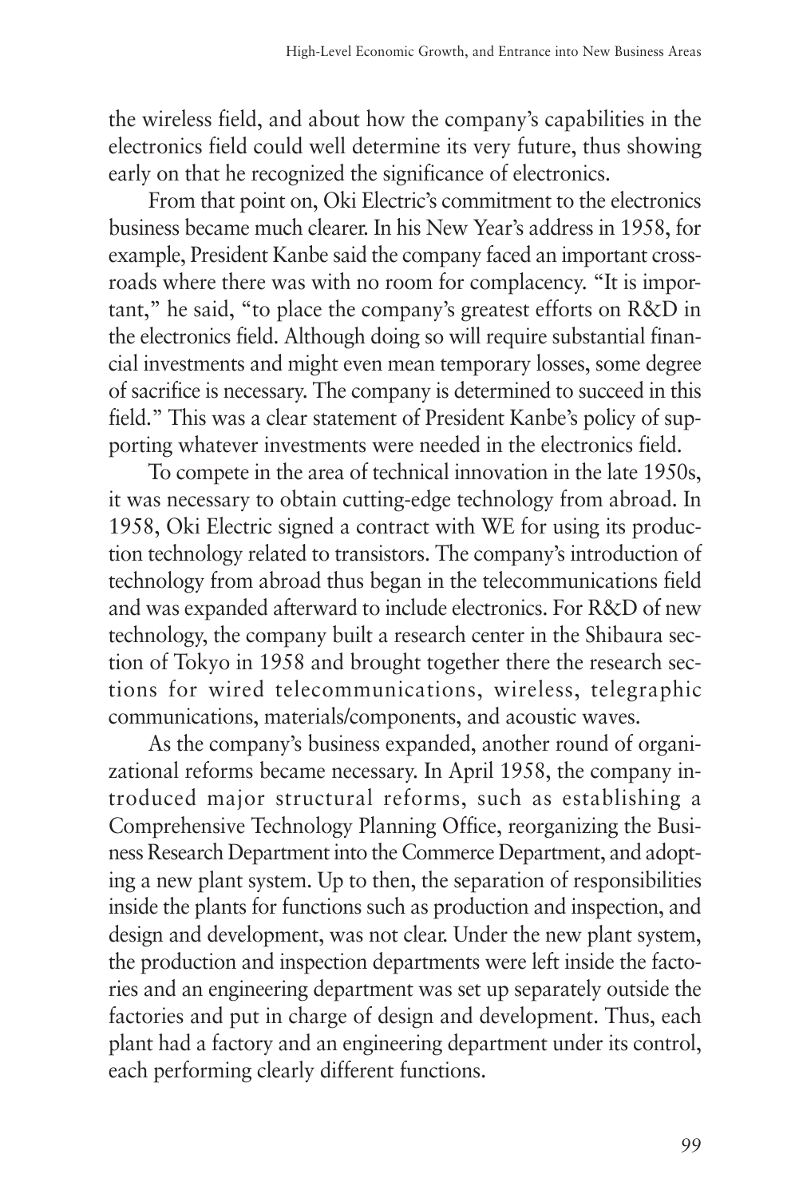the wireless field, and about how the company's capabilities in the electronics field could well determine its very future, thus showing early on that he recognized the significance of electronics.

From that point on, Oki Electric's commitment to the electronics business became much clearer. In his New Year's address in 1958, for example, President Kanbe said the company faced an important crossroads where there was with no room for complacency. "It is important," he said, "to place the company's greatest efforts on R&D in the electronics field. Although doing so will require substantial financial investments and might even mean temporary losses, some degree of sacrifice is necessary. The company is determined to succeed in this field." This was a clear statement of President Kanbe's policy of supporting whatever investments were needed in the electronics field.

To compete in the area of technical innovation in the late 1950s, it was necessary to obtain cutting-edge technology from abroad. In 1958, Oki Electric signed a contract with WE for using its production technology related to transistors. The company's introduction of technology from abroad thus began in the telecommunications field and was expanded afterward to include electronics. For R&D of new technology, the company built a research center in the Shibaura section of Tokyo in 1958 and brought together there the research sections for wired telecommunications, wireless, telegraphic communications, materials/components, and acoustic waves.

As the company's business expanded, another round of organizational reforms became necessary. In April 1958, the company introduced major structural reforms, such as establishing a Comprehensive Technology Planning Office, reorganizing the Business Research Department into the Commerce Department, and adopting a new plant system. Up to then, the separation of responsibilities inside the plants for functions such as production and inspection, and design and development, was not clear. Under the new plant system, the production and inspection departments were left inside the factories and an engineering department was set up separately outside the factories and put in charge of design and development. Thus, each plant had a factory and an engineering department under its control, each performing clearly different functions.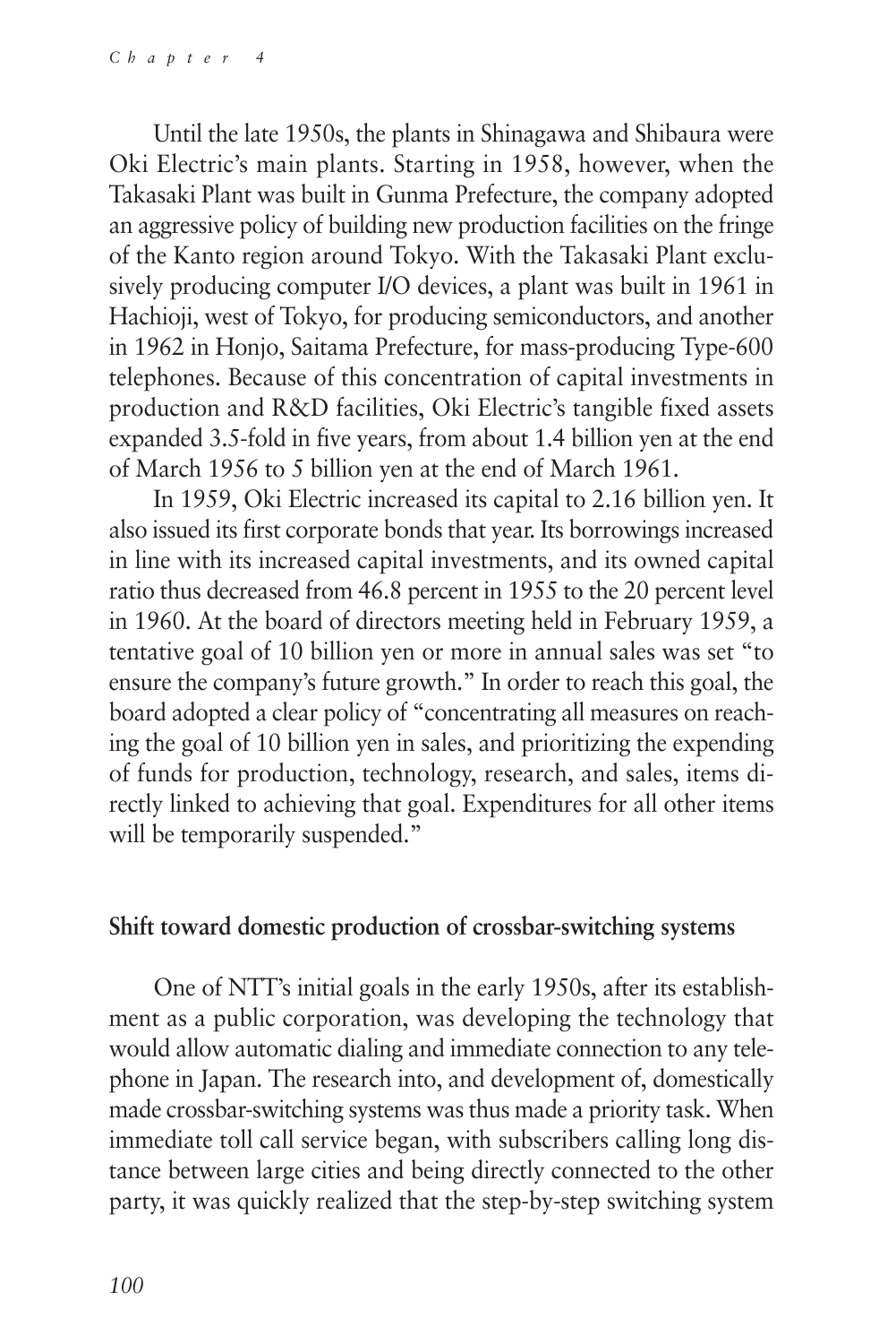Until the late 1950s, the plants in Shinagawa and Shibaura were Oki Electric's main plants. Starting in 1958, however, when the Takasaki Plant was built in Gunma Prefecture, the company adopted an aggressive policy of building new production facilities on the fringe of the Kanto region around Tokyo. With the Takasaki Plant exclusively producing computer I/O devices, a plant was built in 1961 in Hachioji, west of Tokyo, for producing semiconductors, and another in 1962 in Honjo, Saitama Prefecture, for mass-producing Type-600 telephones. Because of this concentration of capital investments in production and R&D facilities, Oki Electric's tangible fixed assets expanded 3.5-fold in five years, from about 1.4 billion yen at the end of March 1956 to 5 billion yen at the end of March 1961.

In 1959, Oki Electric increased its capital to 2.16 billion yen. It also issued its first corporate bonds that year. Its borrowings increased in line with its increased capital investments, and its owned capital ratio thus decreased from 46.8 percent in 1955 to the 20 percent level in 1960. At the board of directors meeting held in February 1959, a tentative goal of 10 billion yen or more in annual sales was set "to ensure the company's future growth." In order to reach this goal, the board adopted a clear policy of "concentrating all measures on reaching the goal of 10 billion yen in sales, and prioritizing the expending of funds for production, technology, research, and sales, items directly linked to achieving that goal. Expenditures for all other items will be temporarily suspended."

### Shift toward domestic production of crossbar-switching systems

One of NTT's initial goals in the early 1950s, after its establishment as a public corporation, was developing the technology that would allow automatic dialing and immediate connection to any telephone in Japan. The research into, and development of, domestically made crossbar-switching systems was thus made a priority task. When immediate toll call service began, with subscribers calling long distance between large cities and being directly connected to the other party, it was quickly realized that the step-by-step switching system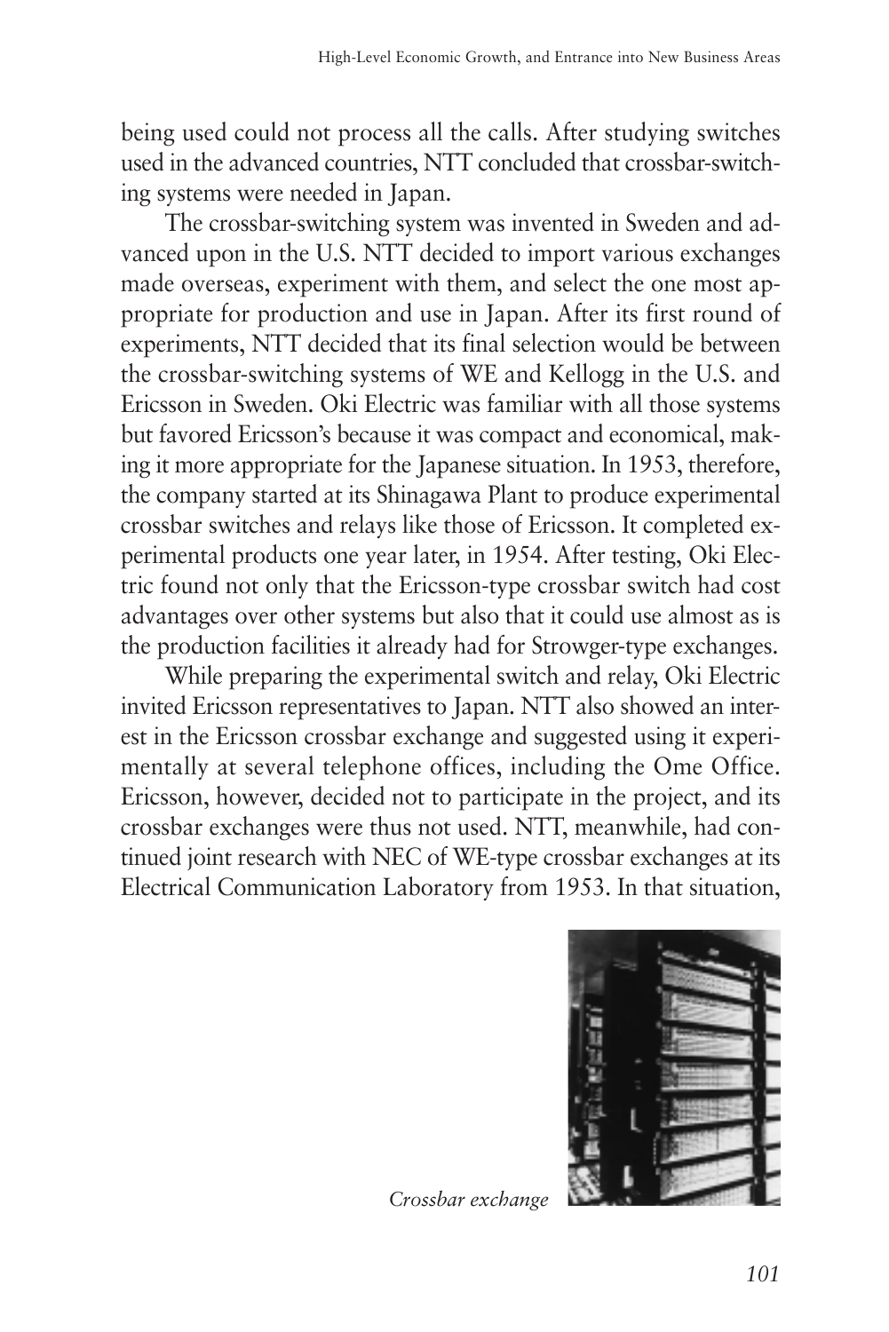being used could not process all the calls. After studying switches used in the advanced countries, NTT concluded that crossbar-switching systems were needed in Japan.

The crossbar-switching system was invented in Sweden and advanced upon in the U.S. NTT decided to import various exchanges made overseas, experiment with them, and select the one most appropriate for production and use in Japan. After its first round of experiments, NTT decided that its final selection would be between the crossbar-switching systems of WE and Kellogg in the U.S. and Ericsson in Sweden. Oki Electric was familiar with all those systems but favored Ericsson's because it was compact and economical, making it more appropriate for the Japanese situation. In 1953, therefore, the company started at its Shinagawa Plant to produce experimental crossbar switches and relays like those of Ericsson. It completed experimental products one year later, in 1954. After testing, Oki Electric found not only that the Ericsson-type crossbar switch had cost advantages over other systems but also that it could use almost as is the production facilities it already had for Strowger-type exchanges.

While preparing the experimental switch and relay, Oki Electric invited Ericsson representatives to Japan. NTT also showed an interest in the Ericsson crossbar exchange and suggested using it experimentally at several telephone offices, including the Ome Office. Ericsson, however, decided not to participate in the project, and its crossbar exchanges were thus not used. NTT, meanwhile, had continued joint research with NEC of WE-type crossbar exchanges at its Electrical Communication Laboratory from 1953. In that situation,

*Crossbar exchange*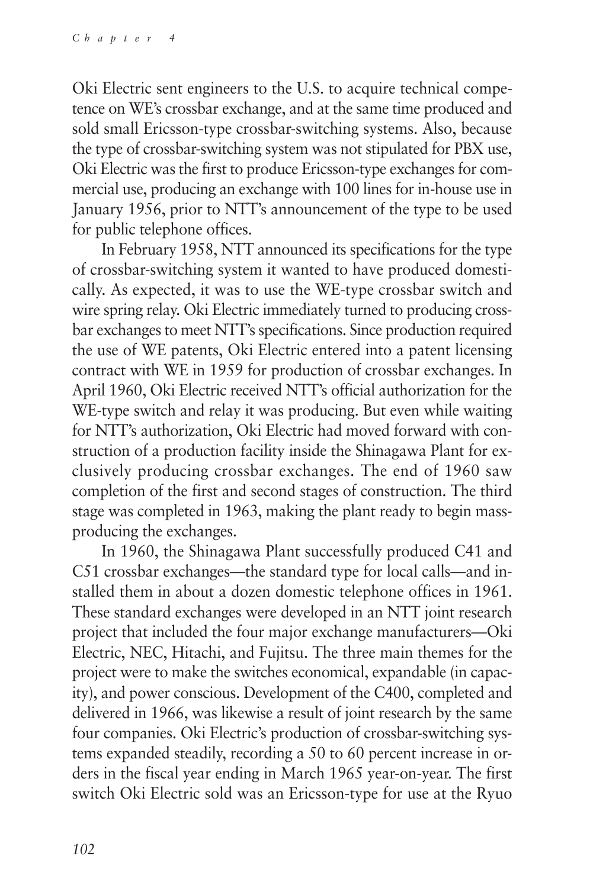Oki Electric sent engineers to the U.S. to acquire technical competence on WE's crossbar exchange, and at the same time produced and sold small Ericsson-type crossbar-switching systems. Also, because the type of crossbar-switching system was not stipulated for PBX use, Oki Electric was the first to produce Ericsson-type exchanges for commercial use, producing an exchange with 100 lines for in-house use in January 1956, prior to NTT's announcement of the type to be used for public telephone offices.

In February 1958, NTT announced its specifications for the type of crossbar-switching system it wanted to have produced domestically. As expected, it was to use the WE-type crossbar switch and wire spring relay. Oki Electric immediately turned to producing crossbar exchanges to meet NTT's specifications. Since production required the use of WE patents, Oki Electric entered into a patent licensing contract with WE in 1959 for production of crossbar exchanges. In April 1960, Oki Electric received NTT's official authorization for the WE-type switch and relay it was producing. But even while waiting for NTT's authorization, Oki Electric had moved forward with construction of a production facility inside the Shinagawa Plant for exclusively producing crossbar exchanges. The end of 1960 saw completion of the first and second stages of construction. The third stage was completed in 1963, making the plant ready to begin mass-producing the exchanges.

In 1960, the Shinagawa Plant successfully produced C41 and C51 crossbar exchanges—the standard type for local calls—and installed them in about a dozen domestic telephone offices in 1961. These standard exchanges were developed in an NTT joint research project that included the four major exchange manufacturers—Oki Electric, NEC, Hitachi, and Fujitsu. The three main themes for the project were to make the switches economical, expandable (in capacity), and power conscious. Development of the C400, completed and delivered in 1966, was likewise a result of joint research by the same four companies. Oki Electric's production of crossbar-switching systems expanded steadily, recording a 50 to 60 percent increase in orders in the fiscal year ending in March 1965 year-on-year. The first switch Oki Electric sold was an Ericsson-type for use at the Ryuo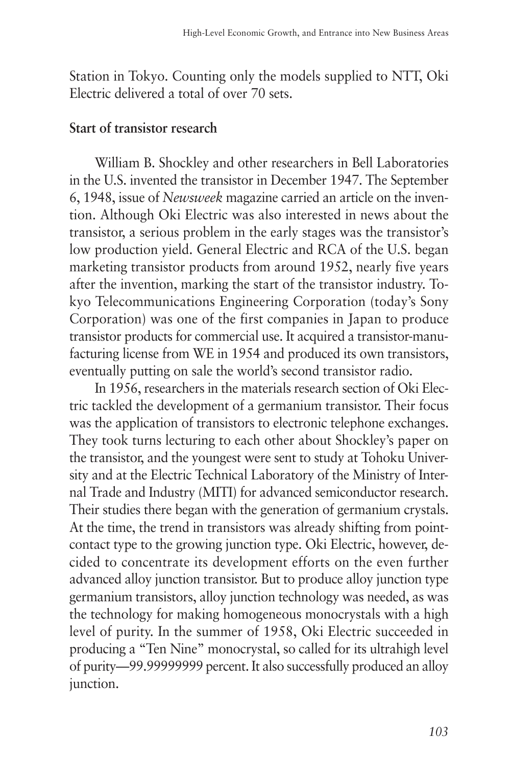Station in Tokyo. Counting only the models supplied to NTT, Oki Electric delivered a total of over 70 sets.

### Start of transistor research

William B. Shockley and other researchers in Bell Laboratories in the U.S. invented the transistor in December 1947. The September 6, 1948, issue of *Newsweek* magazine carried an article on the invention. Although Oki Electric was also interested in news about the transistor, a serious problem in the early stages was the transistor's low production yield. General Electric and RCA of the U.S. began marketing transistor products from around 1952, nearly five years after the invention, marking the start of the transistor industry. Tokyo Telecommunications Engineering Corporation (today's Sony Corporation) was one of the first companies in Japan to produce transistor products for commercial use. It acquired a transistor-manufacturing license from WE in 1954 and produced its own transistors, eventually putting on sale the world's second transistor radio.

In 1956, researchers in the materials research section of Oki Electric tackled the development of a germanium transistor. Their focus was the application of transistors to electronic telephone exchanges. They took turns lecturing to each other about Shockley's paper on the transistor, and the youngest were sent to study at Tohoku University and at the Electric Technical Laboratory of the Ministry of Internal Trade and Industry (MITI) for advanced semiconductor research. Their studies there began with the generation of germanium crystals. At the time, the trend in transistors was already shifting from point-contact type to the growing junction type. Oki Electric, however, decided to concentrate its development efforts on the even further advanced alloy junction transistor. But to produce alloy junction type germanium transistors, alloy junction technology was needed, as was the technology for making homogeneous monocrystals with a high level of purity. In the summer of 1958, Oki Electric succeeded in producing a "Ten Nine" monocrystal, so called for its ultrahigh level of purity—99.99999999 percent. It also successfully produced an alloy junction.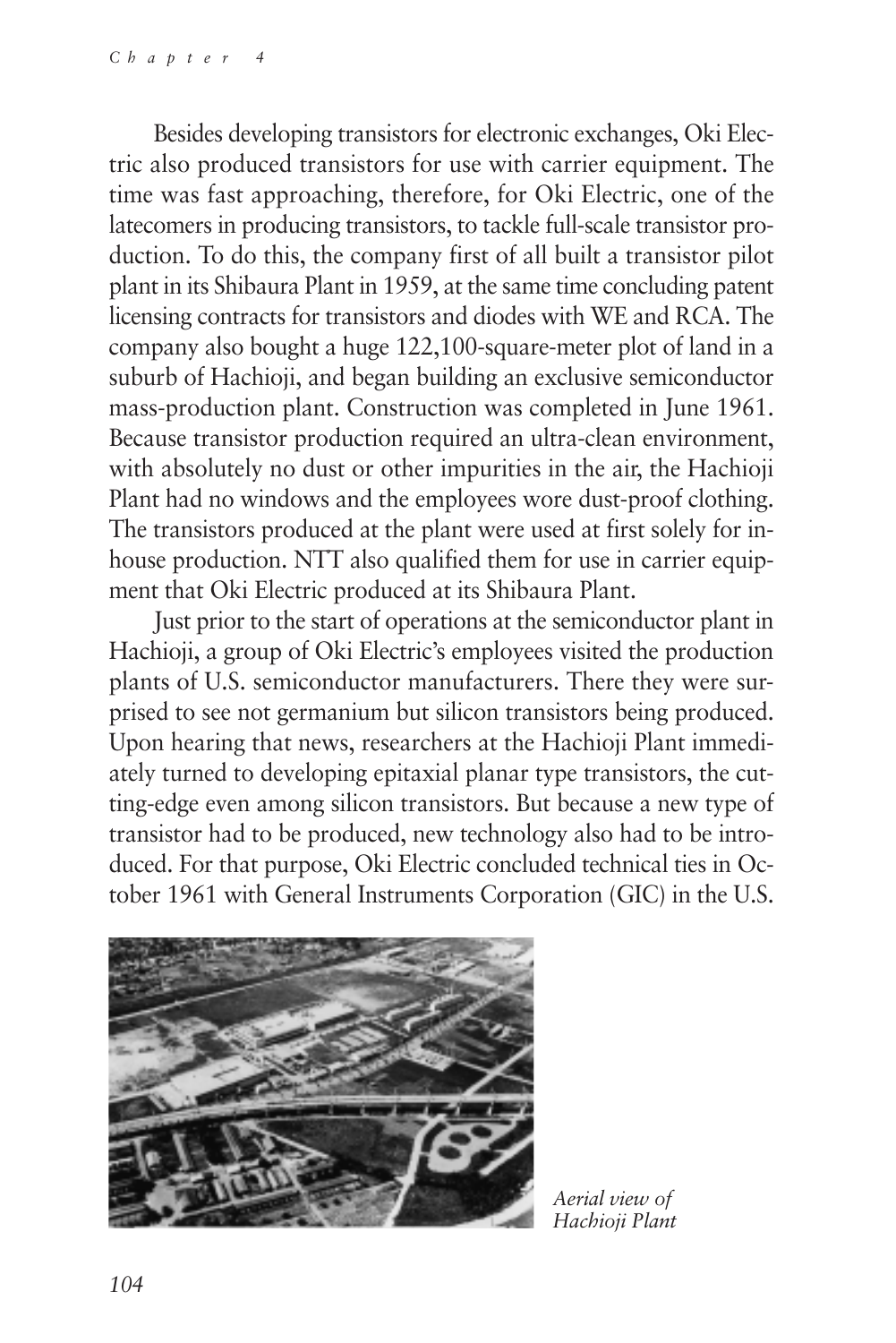Besides developing transistors for electronic exchanges, Oki Electric also produced transistors for use with carrier equipment. The time was fast approaching, therefore, for Oki Electric, one of the latecomers in producing transistors, to tackle full-scale transistor production. To do this, the company first of all built a transistor pilot plant in its Shibaura Plant in 1959, at the same time concluding patent licensing contracts for transistors and diodes with WE and RCA. The company also bought a huge 122,100-square-meter plot of land in a suburb of Hachioji, and began building an exclusive semiconductor mass-production plant. Construction was completed in June 1961. Because transistor production required an ultra-clean environment, with absolutely no dust or other impurities in the air, the Hachioji Plant had no windows and the employees wore dust-proof clothing. The transistors produced at the plant were used at first solely for in-house production. NTT also qualified them for use in carrier equipment that Oki Electric produced at its Shibaura Plant.

Just prior to the start of operations at the semiconductor plant in Hachioji, a group of Oki Electric's employees visited the production plants of U.S. semiconductor manufacturers. There they were surprised to see not germanium but silicon transistors being produced. Upon hearing that news, researchers at the Hachioji Plant immediately turned to developing epitaxial planar type transistors, the cutting-edge even among silicon transistors. But because a new type of transistor had to be produced, new technology also had to be introduced. For that purpose, Oki Electric concluded technical ties in October 1961 with General Instruments Corporation (GIC) in the U.S.

*Aerial view of Hachioji Plant*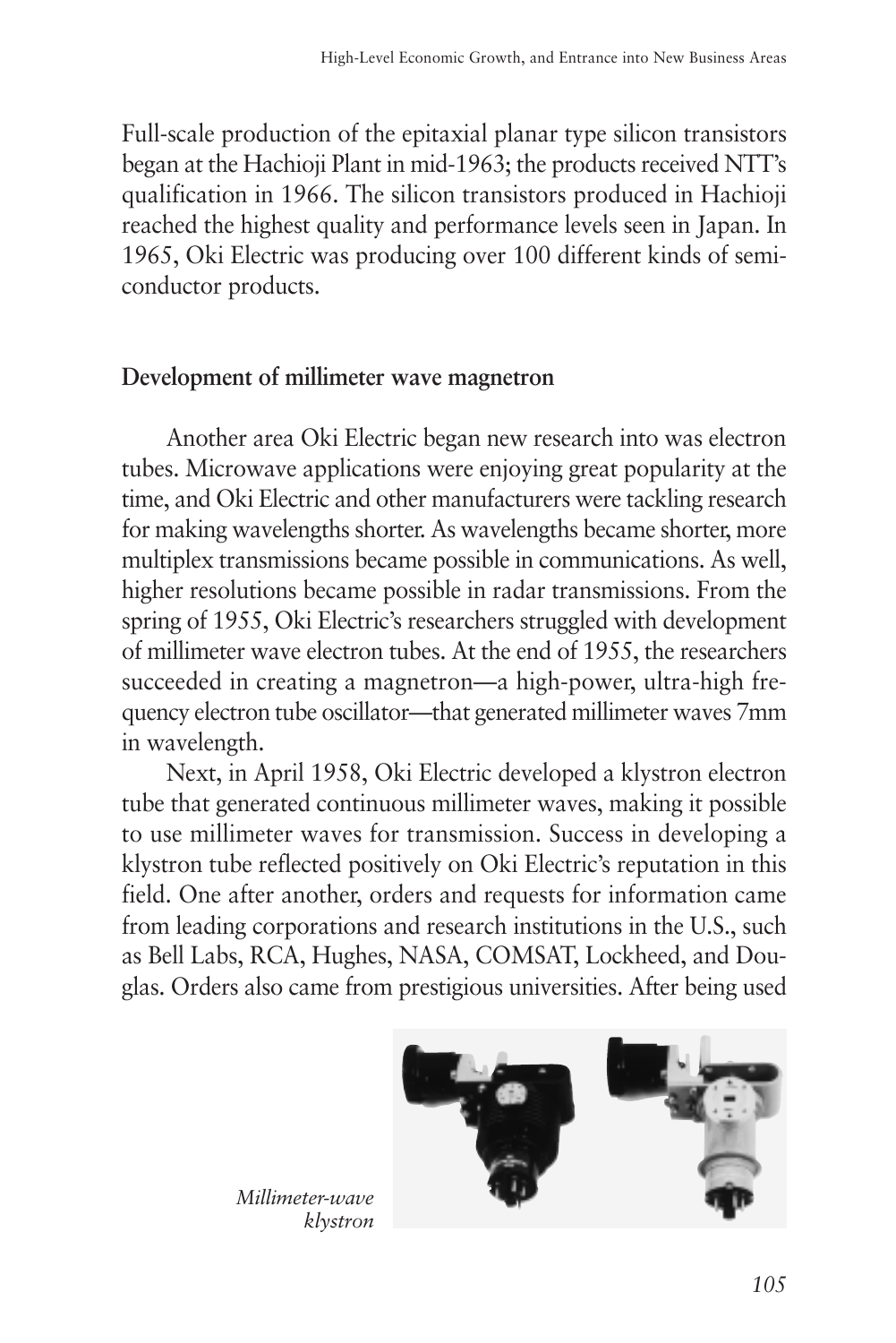Full-scale production of the epitaxial planar type silicon transistors began at the Hachioji Plant in mid-1963; the products received NTT's qualification in 1966. The silicon transistors produced in Hachioji reached the highest quality and performance levels seen in Japan. In 1965, Oki Electric was producing over 100 different kinds of semiconductor products.

### Development of millimeter wave magnetron

Another area Oki Electric began new research into was electron tubes. Microwave applications were enjoying great popularity at the time, and Oki Electric and other manufacturers were tackling research for making wavelengths shorter. As wavelengths became shorter, more multiplex transmissions became possible in communications. As well, higher resolutions became possible in radar transmissions. From the spring of 1955, Oki Electric's researchers struggled with development of millimeter wave electron tubes. At the end of 1955, the researchers succeeded in creating a magnetron—a high-power, ultra-high frequency electron tube oscillator—that generated millimeter waves 7mm in wavelength.

Next, in April 1958, Oki Electric developed a klystron electron tube that generated continuous millimeter waves, making it possible to use millimeter waves for transmission. Success in developing a klystron tube reflected positively on Oki Electric's reputation in this field. One after another, orders and requests for information came from leading corporations and research institutions in the U.S., such as Bell Labs, RCA, Hughes, NASA, COMSAT, Lockheed, and Douglas. Orders also came from prestigious universities. After being used

*Millimeter-wave klystron*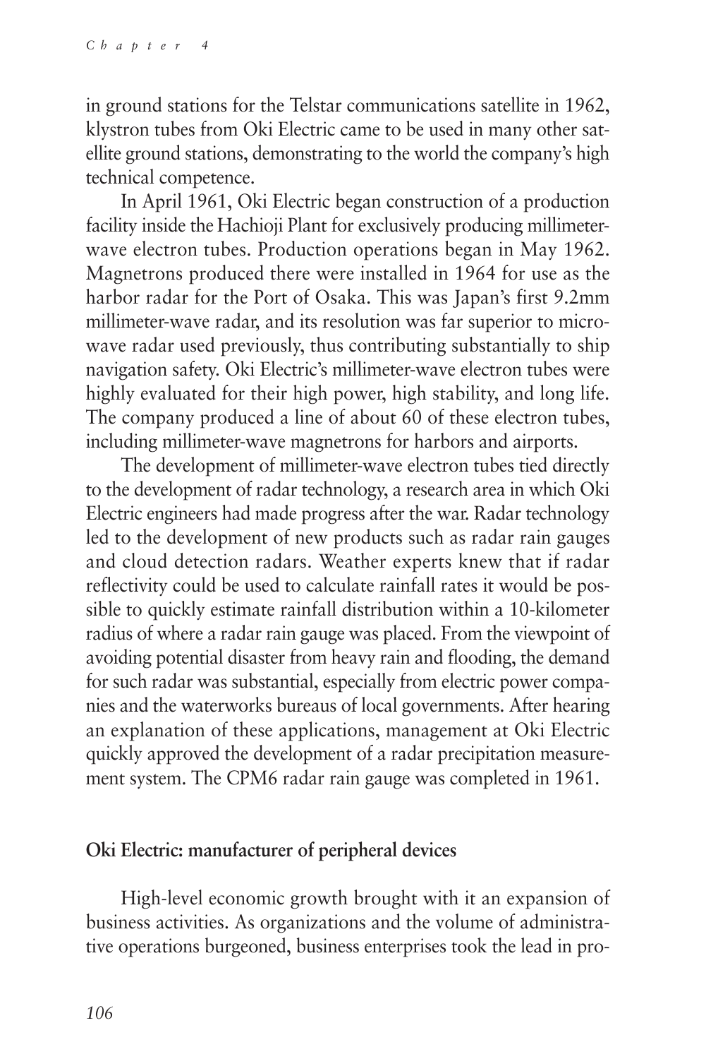in ground stations for the Telstar communications satellite in 1962, klystron tubes from Oki Electric came to be used in many other satellite ground stations, demonstrating to the world the company's high technical competence.

In April 1961, Oki Electric began construction of a production facility inside the Hachioji Plant for exclusively producing millimeter-wave electron tubes. Production operations began in May 1962. Magnetrons produced there were installed in 1964 for use as the harbor radar for the Port of Osaka. This was Japan's first 9.2mm millimeter-wave radar, and its resolution was far superior to microwave radar used previously, thus contributing substantially to ship navigation safety. Oki Electric's millimeter-wave electron tubes were highly evaluated for their high power, high stability, and long life. The company produced a line of about 60 of these electron tubes, including millimeter-wave magnetrons for harbors and airports.

The development of millimeter-wave electron tubes tied directly to the development of radar technology, a research area in which Oki Electric engineers had made progress after the war. Radar technology led to the development of new products such as radar rain gauges and cloud detection radars. Weather experts knew that if radar reflectivity could be used to calculate rainfall rates it would be possible to quickly estimate rainfall distribution within a 10-kilometer radius of where a radar rain gauge was placed. From the viewpoint of avoiding potential disaster from heavy rain and flooding, the demand for such radar was substantial, especially from electric power companies and the waterworks bureaus of local governments. After hearing an explanation of these applications, management at Oki Electric quickly approved the development of a radar precipitation measurement system. The CPM6 radar rain gauge was completed in 1961.

### Oki Electric: manufacturer of peripheral devices

High-level economic growth brought with it an expansion of business activities. As organizations and the volume of administrative operations burgeoned, business enterprises took the lead in pro-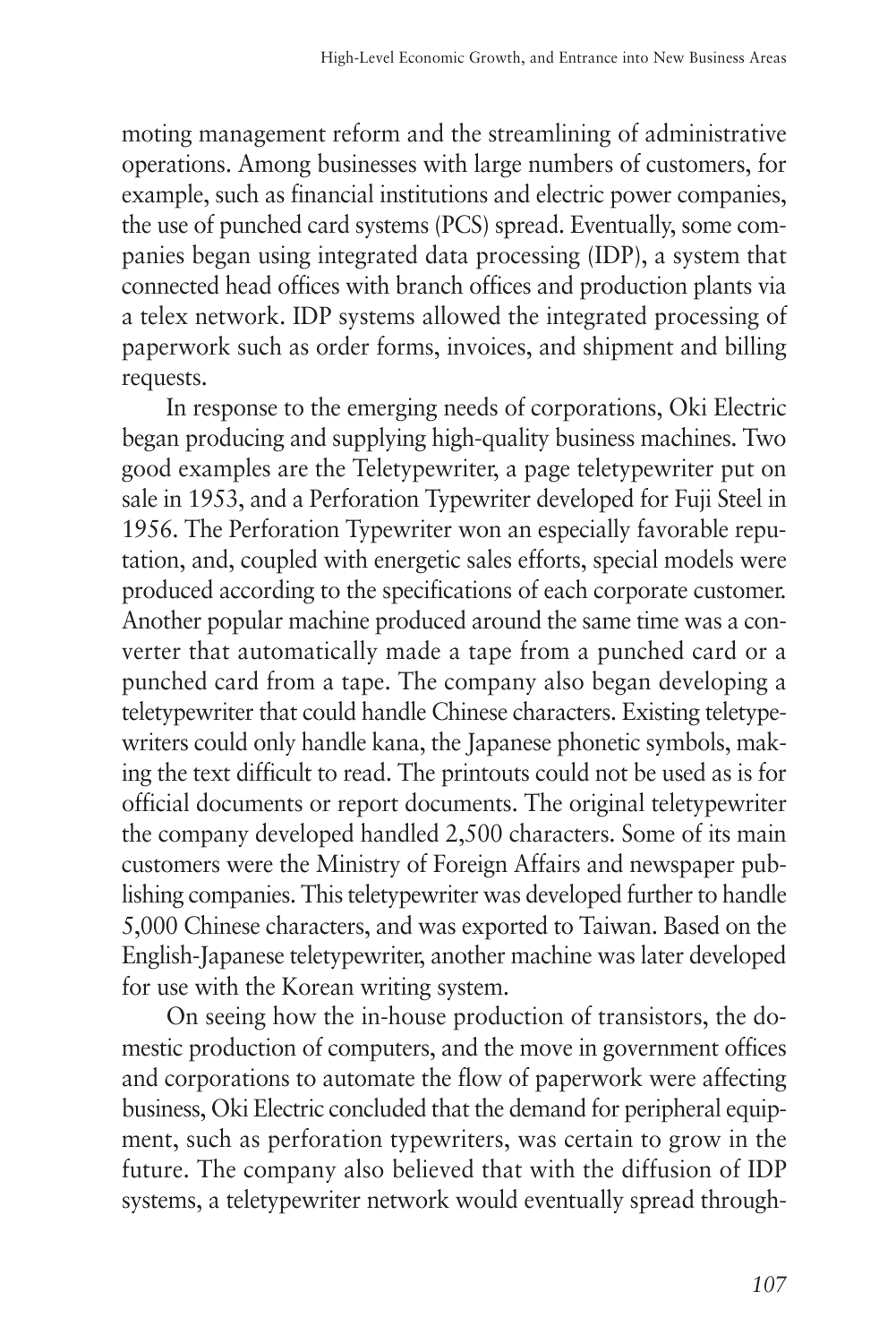moting management reform and the streamlining of administrative operations. Among businesses with large numbers of customers, for example, such as financial institutions and electric power companies, the use of punched card systems (PCS) spread. Eventually, some companies began using integrated data processing (IDP), a system that connected head offices with branch offices and production plants via a telex network. IDP systems allowed the integrated processing of paperwork such as order forms, invoices, and shipment and billing requests.

In response to the emerging needs of corporations, Oki Electric began producing and supplying high-quality business machines. Two good examples are the Teletypewriter, a page teletypewriter put on sale in 1953, and a Perforation Typewriter developed for Fuji Steel in 1956. The Perforation Typewriter won an especially favorable reputation, and, coupled with energetic sales efforts, special models were produced according to the specifications of each corporate customer. Another popular machine produced around the same time was a converter that automatically made a tape from a punched card or a punched card from a tape. The company also began developing a teletypewriter that could handle Chinese characters. Existing teletypewriters could only handle kana, the Japanese phonetic symbols, making the text difficult to read. The printouts could not be used as is for official documents or report documents. The original teletypewriter the company developed handled 2,500 characters. Some of its main customers were the Ministry of Foreign Affairs and newspaper publishing companies. This teletypewriter was developed further to handle 5,000 Chinese characters, and was exported to Taiwan. Based on the English-Japanese teletypewriter, another machine was later developed for use with the Korean writing system.

On seeing how the in-house production of transistors, the domestic production of computers, and the move in government offices and corporations to automate the flow of paperwork were affecting business, Oki Electric concluded that the demand for peripheral equipment, such as perforation typewriters, was certain to grow in the future. The company also believed that with the diffusion of IDP systems, a teletypewriter network would eventually spread through-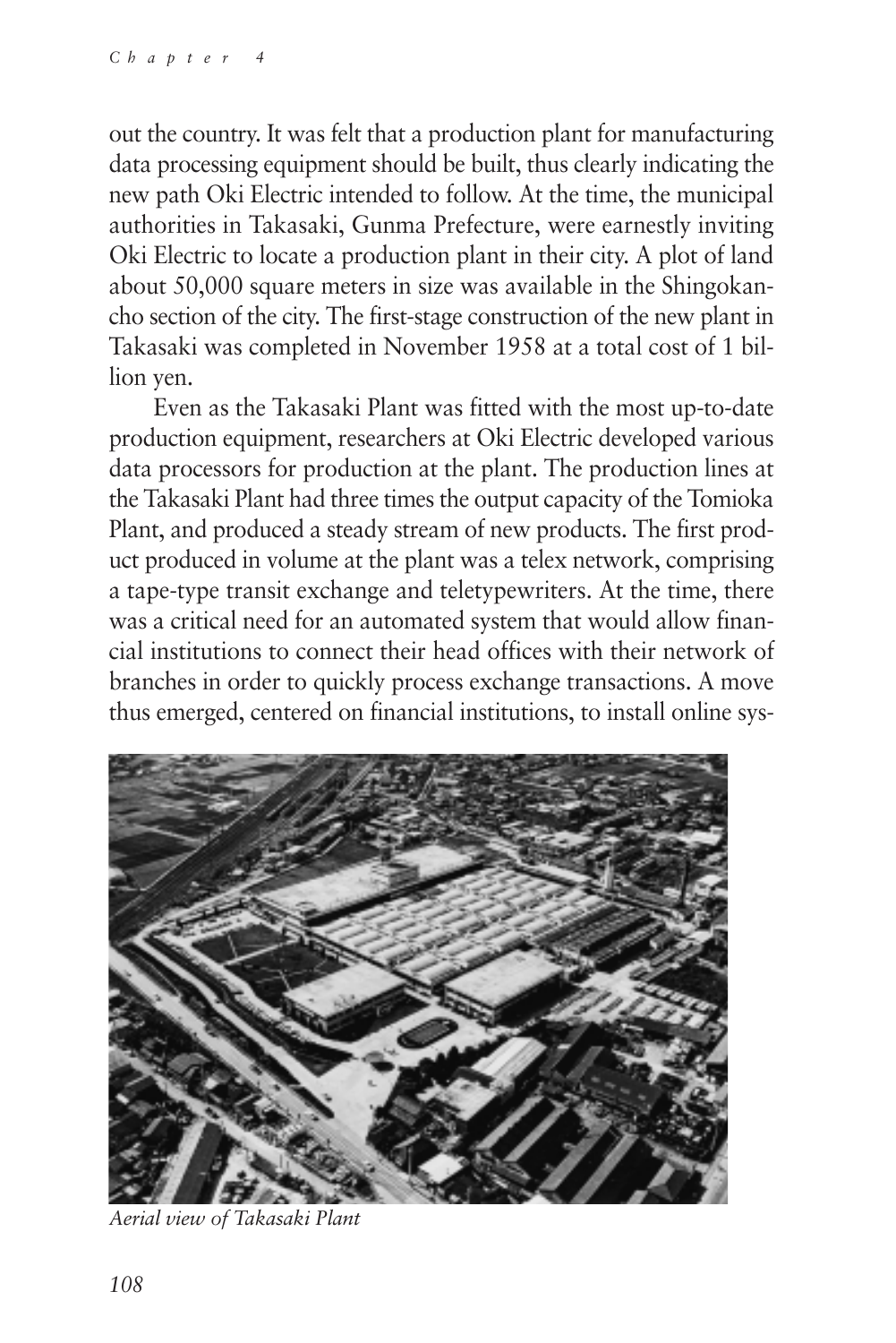out the country. It was felt that a production plant for manufacturing data processing equipment should be built, thus clearly indicating the new path Oki Electric intended to follow. At the time, the municipal authorities in Takasaki, Gunma Prefecture, were earnestly inviting Oki Electric to locate a production plant in their city. A plot of land about 50,000 square meters in size was available in the Shingokancho section of the city. The first-stage construction of the new plant in Takasaki was completed in November 1958 at a total cost of 1 billion yen.

Even as the Takasaki Plant was fitted with the most up-to-date production equipment, researchers at Oki Electric developed various data processors for production at the plant. The production lines at the Takasaki Plant had three times the output capacity of the Tomioka Plant, and produced a steady stream of new products. The first product produced in volume at the plant was a telex network, comprising a tape-type transit exchange and teletypewriters. At the time, there was a critical need for an automated system that would allow financial institutions to connect their head offices with their network of branches in order to quickly process exchange transactions. A move thus emerged, centered on financial institutions, to install online sys-

*Aerial view of Takasaki Plant*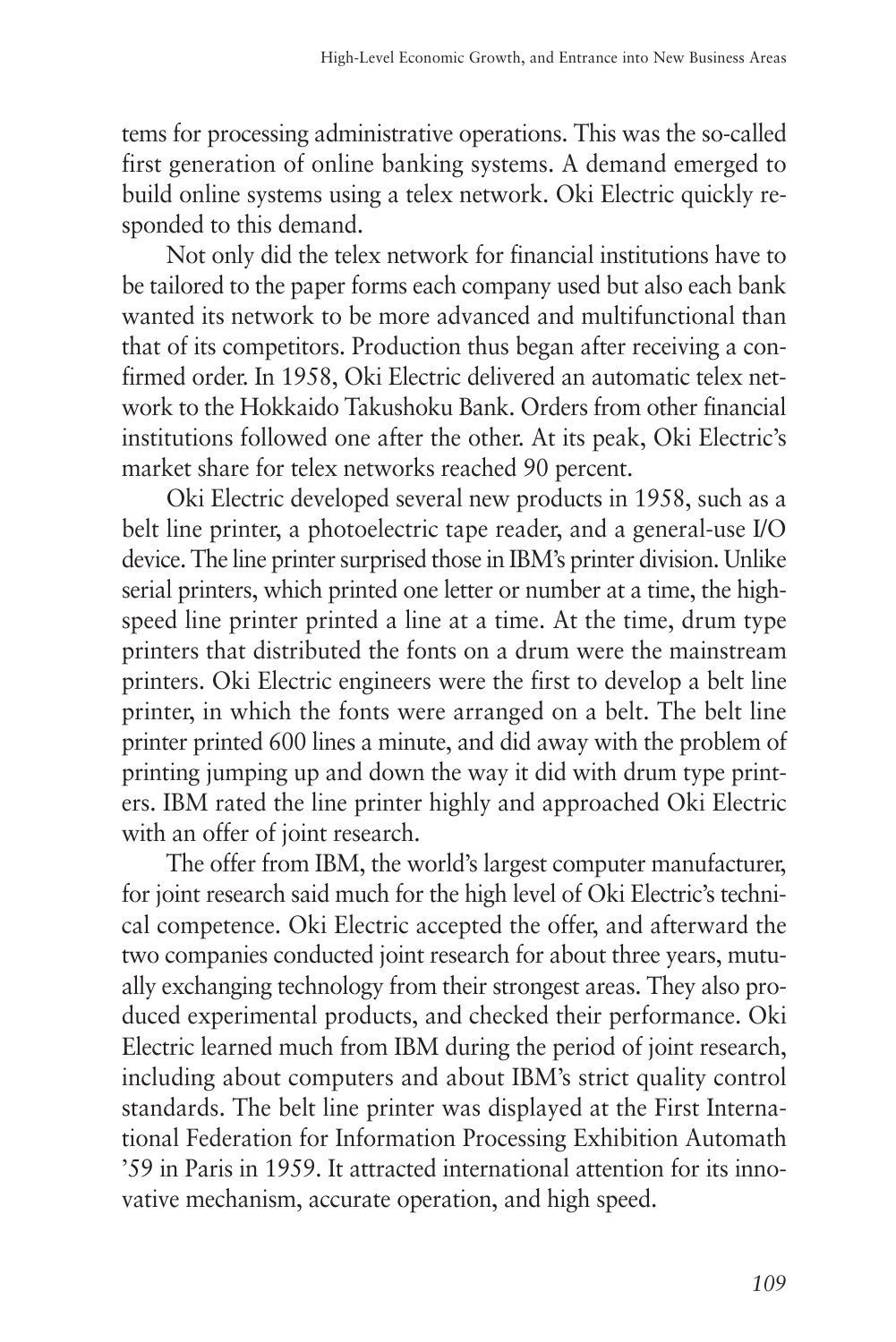tems for processing administrative operations. This was the so-called first generation of online banking systems. A demand emerged to build online systems using a telex network. Oki Electric quickly responded to this demand.

Not only did the telex network for financial institutions have to be tailored to the paper forms each company used but also each bank wanted its network to be more advanced and multifunctional than that of its competitors. Production thus began after receiving a confirmed order. In 1958, Oki Electric delivered an automatic telex network to the Hokkaido Takushoku Bank. Orders from other financial institutions followed one after the other. At its peak, Oki Electric's market share for telex networks reached 90 percent.

Oki Electric developed several new products in 1958, such as a belt line printer, a photoelectric tape reader, and a general-use I/O device. The line printer surprised those in IBM's printer division. Unlike serial printers, which printed one letter or number at a time, the high-speed line printer printed a line at a time. At the time, drum type printers that distributed the fonts on a drum were the mainstream printers. Oki Electric engineers were the first to develop a belt line printer, in which the fonts were arranged on a belt. The belt line printer printed 600 lines a minute, and did away with the problem of printing jumping up and down the way it did with drum type printers. IBM rated the line printer highly and approached Oki Electric with an offer of joint research.

The offer from IBM, the world's largest computer manufacturer, for joint research said much for the high level of Oki Electric's technical competence. Oki Electric accepted the offer, and afterward the two companies conducted joint research for about three years, mutually exchanging technology from their strongest areas. They also produced experimental products, and checked their performance. Oki Electric learned much from IBM during the period of joint research, including about computers and about IBM's strict quality control standards. The belt line printer was displayed at the First International Federation for Information Processing Exhibition Automath '59 in Paris in 1959. It attracted international attention for its innovative mechanism, accurate operation, and high speed.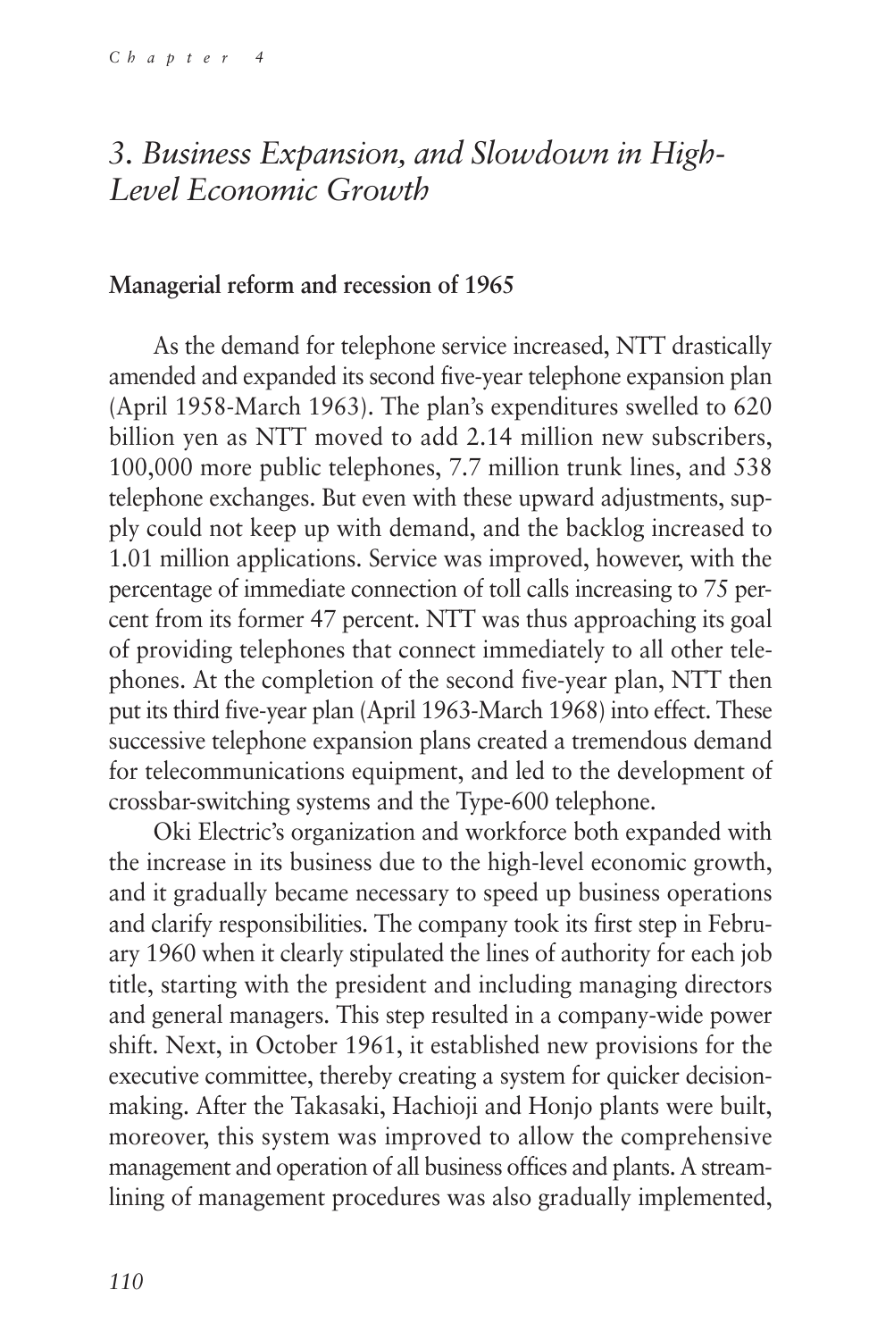## *3. Business Expansion, and Slowdown in High-Level Economic Growth*

### Managerial reform and recession of 1965

As the demand for telephone service increased, NTT drastically amended and expanded its second five-year telephone expansion plan (April 1958-March 1963). The plan's expenditures swelled to 620 billion yen as NTT moved to add 2.14 million new subscribers, 100,000 more public telephones, 7.7 million trunk lines, and 538 telephone exchanges. But even with these upward adjustments, supply could not keep up with demand, and the backlog increased to 1.01 million applications. Service was improved, however, with the percentage of immediate connection of toll calls increasing to 75 percent from its former 47 percent. NTT was thus approaching its goal of providing telephones that connect immediately to all other telephones. At the completion of the second five-year plan, NTT then put its third five-year plan (April 1963-March 1968) into effect. These successive telephone expansion plans created a tremendous demand for telecommunications equipment, and led to the development of crossbar-switching systems and the Type-600 telephone.

Oki Electric's organization and workforce both expanded with the increase in its business due to the high-level economic growth, and it gradually became necessary to speed up business operations and clarify responsibilities. The company took its first step in February 1960 when it clearly stipulated the lines of authority for each job title, starting with the president and including managing directors and general managers. This step resulted in a company-wide power shift. Next, in October 1961, it established new provisions for the executive committee, thereby creating a system for quicker decision-making. After the Takasaki, Hachioji and Honjo plants were built, moreover, this system was improved to allow the comprehensive management and operation of all business offices and plants. A streamlining of management procedures was also gradually implemented,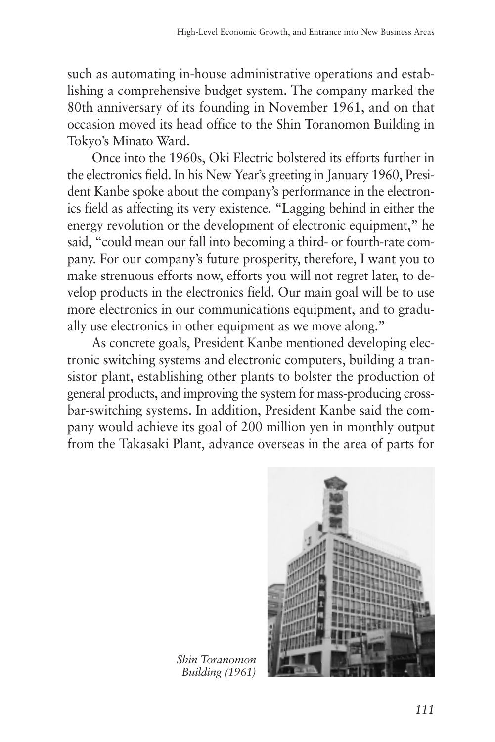such as automating in-house administrative operations and establishing a comprehensive budget system. The company marked the 80th anniversary of its founding in November 1961, and on that occasion moved its head office to the Shin Toranomon Building in Tokyo's Minato Ward.

Once into the 1960s, Oki Electric bolstered its efforts further in the electronics field. In his New Year's greeting in January 1960, President Kanbe spoke about the company's performance in the electronics field as affecting its very existence. "Lagging behind in either the energy revolution or the development of electronic equipment," he said, "could mean our fall into becoming a third- or fourth-rate company. For our company's future prosperity, therefore, I want you to make strenuous efforts now, efforts you will not regret later, to develop products in the electronics field. Our main goal will be to use more electronics in our communications equipment, and to gradually use electronics in other equipment as we move along."

As concrete goals, President Kanbe mentioned developing electronic switching systems and electronic computers, building a transistor plant, establishing other plants to bolster the production of general products, and improving the system for mass-producing crossbar-switching systems. In addition, President Kanbe said the company would achieve its goal of 200 million yen in monthly output from the Takasaki Plant, advance overseas in the area of parts for

*Shin Toranomon Building (1961)*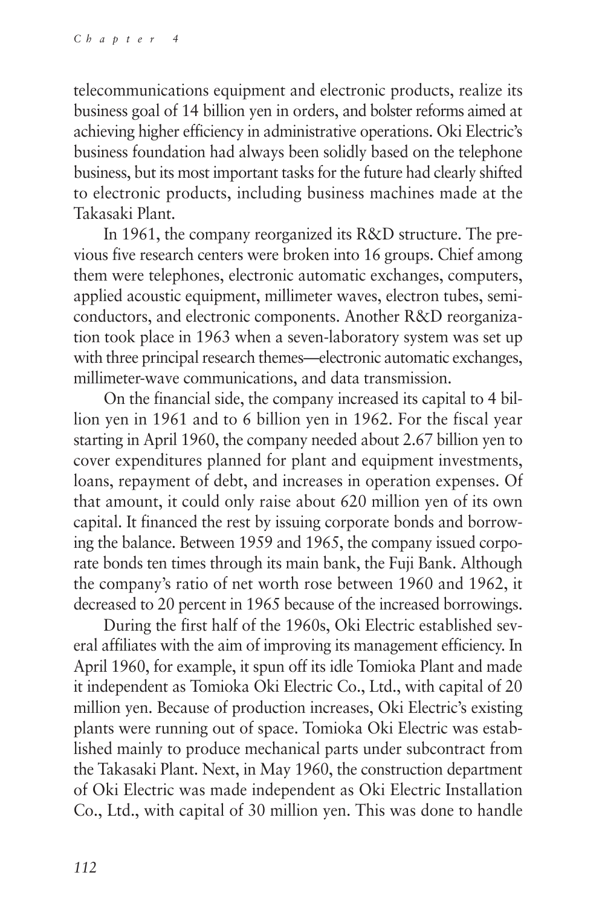telecommunications equipment and electronic products, realize its business goal of 14 billion yen in orders, and bolster reforms aimed at achieving higher efficiency in administrative operations. Oki Electric's business foundation had always been solidly based on the telephone business, but its most important tasks for the future had clearly shifted to electronic products, including business machines made at the Takasaki Plant.

In 1961, the company reorganized its R&D structure. The previous five research centers were broken into 16 groups. Chief among them were telephones, electronic automatic exchanges, computers, applied acoustic equipment, millimeter waves, electron tubes, semiconductors, and electronic components. Another R&D reorganization took place in 1963 when a seven-laboratory system was set up with three principal research themes—electronic automatic exchanges, millimeter-wave communications, and data transmission.

On the financial side, the company increased its capital to 4 billion yen in 1961 and to 6 billion yen in 1962. For the fiscal year starting in April 1960, the company needed about 2.67 billion yen to cover expenditures planned for plant and equipment investments, loans, repayment of debt, and increases in operation expenses. Of that amount, it could only raise about 620 million yen of its own capital. It financed the rest by issuing corporate bonds and borrowing the balance. Between 1959 and 1965, the company issued corporate bonds ten times through its main bank, the Fuji Bank. Although the company's ratio of net worth rose between 1960 and 1962, it decreased to 20 percent in 1965 because of the increased borrowings.

During the first half of the 1960s, Oki Electric established several affiliates with the aim of improving its management efficiency. In April 1960, for example, it spun off its idle Tomioka Plant and made it independent as Tomioka Oki Electric Co., Ltd., with capital of 20 million yen. Because of production increases, Oki Electric's existing plants were running out of space. Tomioka Oki Electric was established mainly to produce mechanical parts under subcontract from the Takasaki Plant. Next, in May 1960, the construction department of Oki Electric was made independent as Oki Electric Installation Co., Ltd., with capital of 30 million yen. This was done to handle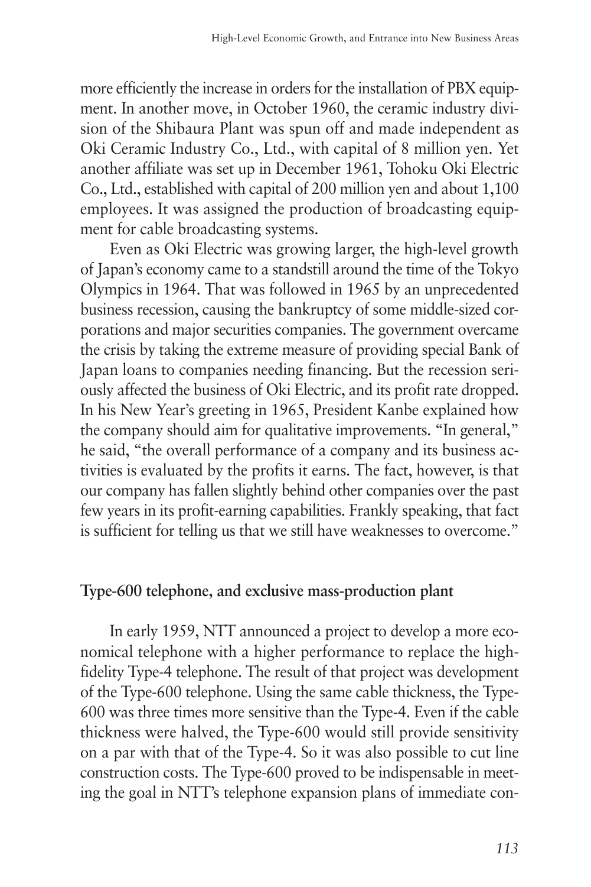more efficiently the increase in orders for the installation of PBX equipment. In another move, in October 1960, the ceramic industry division of the Shibaura Plant was spun off and made independent as Oki Ceramic Industry Co., Ltd., with capital of 8 million yen. Yet another affiliate was set up in December 1961, Tohoku Oki Electric Co., Ltd., established with capital of 200 million yen and about 1,100 employees. It was assigned the production of broadcasting equipment for cable broadcasting systems.

Even as Oki Electric was growing larger, the high-level growth of Japan's economy came to a standstill around the time of the Tokyo Olympics in 1964. That was followed in 1965 by an unprecedented business recession, causing the bankruptcy of some middle-sized corporations and major securities companies. The government overcame the crisis by taking the extreme measure of providing special Bank of Japan loans to companies needing financing. But the recession seriously affected the business of Oki Electric, and its profit rate dropped. In his New Year's greeting in 1965, President Kanbe explained how the company should aim for qualitative improvements. "In general," he said, "the overall performance of a company and its business activities is evaluated by the profits it earns. The fact, however, is that our company has fallen slightly behind other companies over the past few years in its profit-earning capabilities. Frankly speaking, that fact is sufficient for telling us that we still have weaknesses to overcome."

### Type-600 telephone, and exclusive mass-production plant

In early 1959, NTT announced a project to develop a more economical telephone with a higher performance to replace the high-fidelity Type-4 telephone. The result of that project was development of the Type-600 telephone. Using the same cable thickness, the Type-600 was three times more sensitive than the Type-4. Even if the cable thickness were halved, the Type-600 would still provide sensitivity on a par with that of the Type-4. So it was also possible to cut line construction costs. The Type-600 proved to be indispensable in meeting the goal in NTT's telephone expansion plans of immediate con-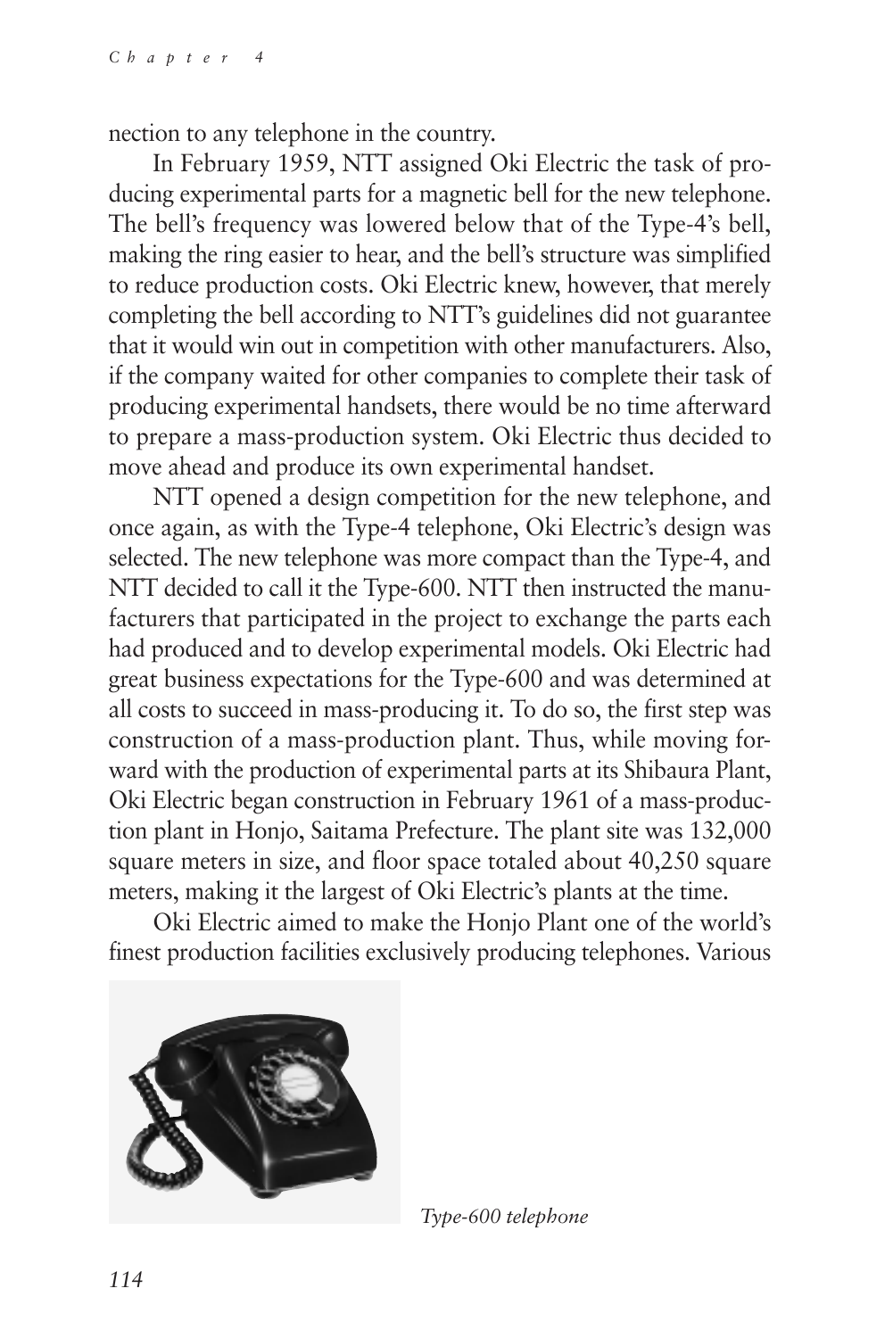nection to any telephone in the country.

In February 1959, NTT assigned Oki Electric the task of producing experimental parts for a magnetic bell for the new telephone. The bell's frequency was lowered below that of the Type-4's bell, making the ring easier to hear, and the bell's structure was simplified to reduce production costs. Oki Electric knew, however, that merely completing the bell according to NTT's guidelines did not guarantee that it would win out in competition with other manufacturers. Also, if the company waited for other companies to complete their task of producing experimental handsets, there would be no time afterward to prepare a mass-production system. Oki Electric thus decided to move ahead and produce its own experimental handset.

NTT opened a design competition for the new telephone, and once again, as with the Type-4 telephone, Oki Electric's design was selected. The new telephone was more compact than the Type-4, and NTT decided to call it the Type-600. NTT then instructed the manufacturers that participated in the project to exchange the parts each had produced and to develop experimental models. Oki Electric had great business expectations for the Type-600 and was determined at all costs to succeed in mass-producing it. To do so, the first step was construction of a mass-production plant. Thus, while moving forward with the production of experimental parts at its Shibaura Plant, Oki Electric began construction in February 1961 of a mass-production plant in Honjo, Saitama Prefecture. The plant site was 132,000 square meters in size, and floor space totaled about 40,250 square meters, making it the largest of Oki Electric's plants at the time.

Oki Electric aimed to make the Honjo Plant one of the world's finest production facilities exclusively producing telephones. Various

*Type-600 telephone*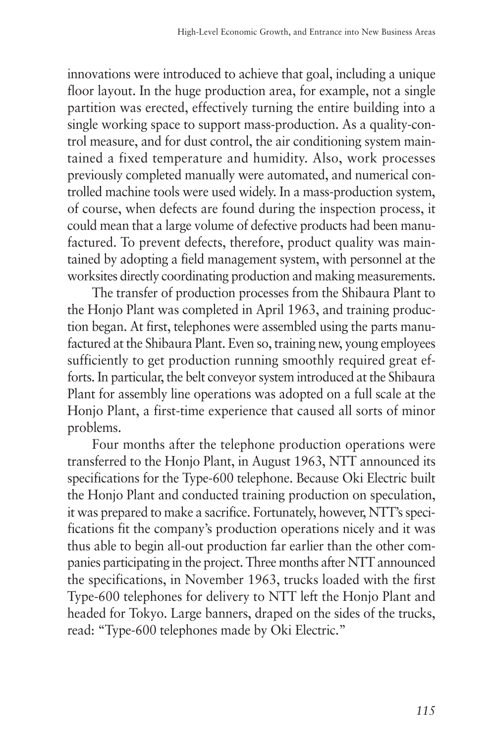innovations were introduced to achieve that goal, including a unique floor layout. In the huge production area, for example, not a single partition was erected, effectively turning the entire building into a single working space to support mass-production. As a quality-control measure, and for dust control, the air conditioning system maintained a fixed temperature and humidity. Also, work processes previously completed manually were automated, and numerical controlled machine tools were used widely. In a mass-production system, of course, when defects are found during the inspection process, it could mean that a large volume of defective products had been manufactured. To prevent defects, therefore, product quality was maintained by adopting a field management system, with personnel at the worksites directly coordinating production and making measurements.

The transfer of production processes from the Shibaura Plant to the Honjo Plant was completed in April 1963, and training production began. At first, telephones were assembled using the parts manufactured at the Shibaura Plant. Even so, training new, young employees sufficiently to get production running smoothly required great efforts. In particular, the belt conveyor system introduced at the Shibaura Plant for assembly line operations was adopted on a full scale at the Honjo Plant, a first-time experience that caused all sorts of minor problems.

Four months after the telephone production operations were transferred to the Honjo Plant, in August 1963, NTT announced its specifications for the Type-600 telephone. Because Oki Electric built the Honjo Plant and conducted training production on speculation, it was prepared to make a sacrifice. Fortunately, however, NTT's specifications fit the company's production operations nicely and it was thus able to begin all-out production far earlier than the other companies participating in the project. Three months after NTT announced the specifications, in November 1963, trucks loaded with the first Type-600 telephones for delivery to NTT left the Honjo Plant and headed for Tokyo. Large banners, draped on the sides of the trucks, read: "Type-600 telephones made by Oki Electric."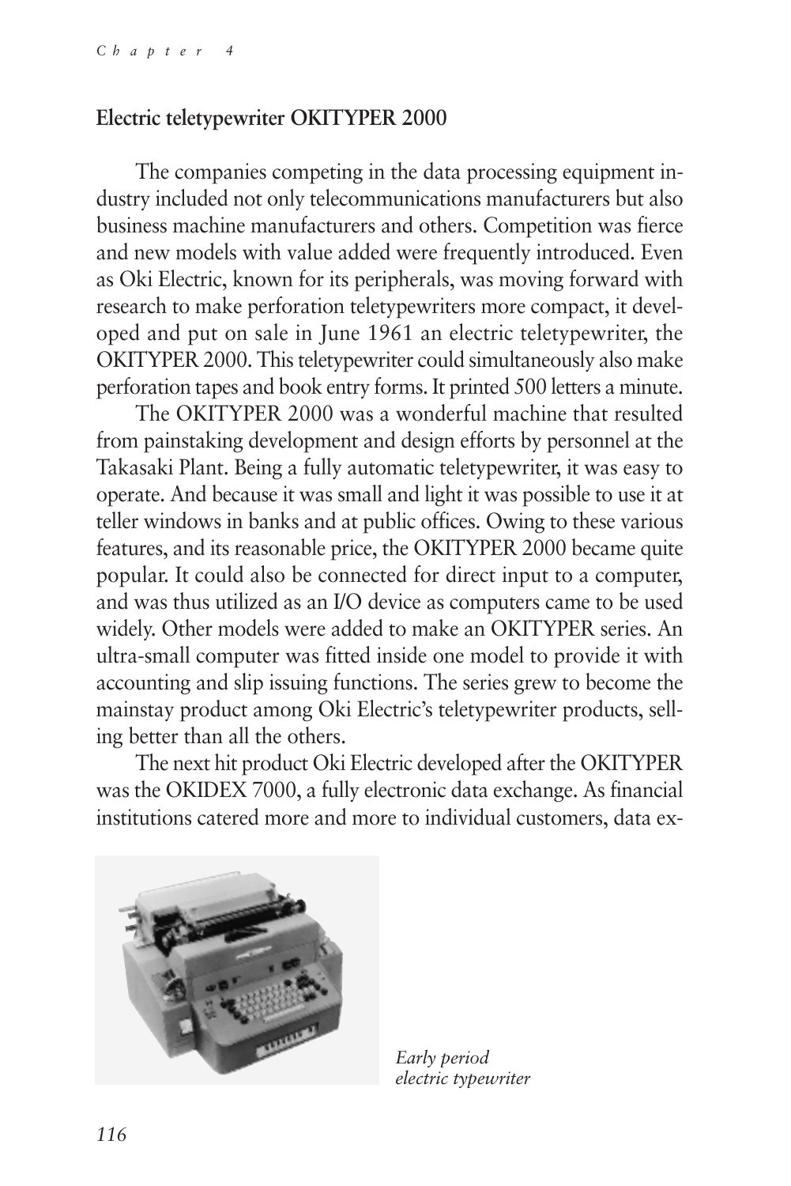**Electric teletypewriter OKITYPER 2000**

The companies competing in the data processing equipment industry included not only telecommunications manufacturers but also business machine manufacturers and others. Competition was fierce and new models with value added were frequently introduced. Even as Oki Electric, known for its peripherals, was moving forward with research to make perforation teletypewriters more compact, it developed and put on sale in June 1961 an electric teletypewriter, the OKITYPER 2000. This teletypewriter could simultaneously also make perforation tapes and book entry forms. It printed 500 letters a minute.

The OKITYPER 2000 was a wonderful machine that resulted from painstaking development and design efforts by personnel at the Takasaki Plant. Being a fully automatic teletypewriter, it was easy to operate. And because it was small and light it was possible to use it at teller windows in banks and at public offices. Owing to these various features, and its reasonable price, the OKITYPER 2000 became quite popular. It could also be connected for direct input to a computer, and was thus utilized as an I/O device as computers came to be used widely. Other models were added to make an OKITYPER series. An ultra-small computer was fitted inside one model to provide it with accounting and slip issuing functions. The series grew to become the mainstay product among Oki Electric's teletypewriter products, selling better than all the others.

The next hit product Oki Electric developed after the OKITYPER was the OKIDEX 7000, a fully electronic data exchange. As financial institutions catered more and more to individual customers, data ex-

*Early period electric typewriter*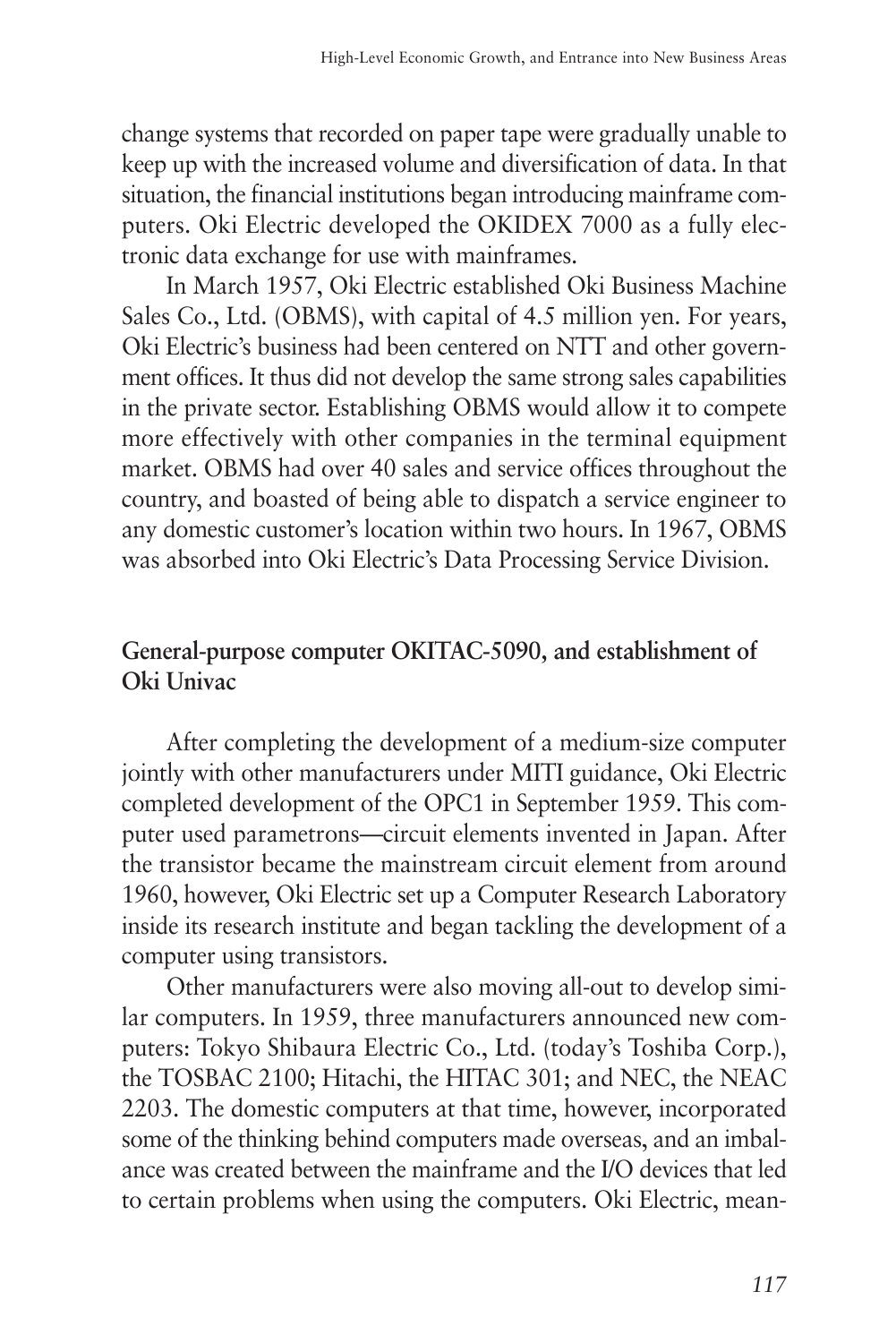change systems that recorded on paper tape were gradually unable to keep up with the increased volume and diversification of data. In that situation, the financial institutions began introducing mainframe computers. Oki Electric developed the OKIDEX 7000 as a fully electronic data exchange for use with mainframes.

In March 1957, Oki Electric established Oki Business Machine Sales Co., Ltd. (OBMS), with capital of 4.5 million yen. For years, Oki Electric's business had been centered on NTT and other government offices. It thus did not develop the same strong sales capabilities in the private sector. Establishing OBMS would allow it to compete more effectively with other companies in the terminal equipment market. OBMS had over 40 sales and service offices throughout the country, and boasted of being able to dispatch a service engineer to any domestic customer's location within two hours. In 1967, OBMS was absorbed into Oki Electric's Data Processing Service Division.

### General-purpose computer OKITAC-5090, and establishment of Oki Univac

After completing the development of a medium-size computer jointly with other manufacturers under MITI guidance, Oki Electric completed development of the OPC1 in September 1959. This computer used parametrons—circuit elements invented in Japan. After the transistor became the mainstream circuit element from around 1960, however, Oki Electric set up a Computer Research Laboratory inside its research institute and began tackling the development of a computer using transistors.

Other manufacturers were also moving all-out to develop similar computers. In 1959, three manufacturers announced new computers: Tokyo Shibaura Electric Co., Ltd. (today's Toshiba Corp.), the TOSBAC 2100; Hitachi, the HITAC 301; and NEC, the NEAC 2203. The domestic computers at that time, however, incorporated some of the thinking behind computers made overseas, and an imbalance was created between the mainframe and the I/O devices that led to certain problems when using the computers. Oki Electric, mean-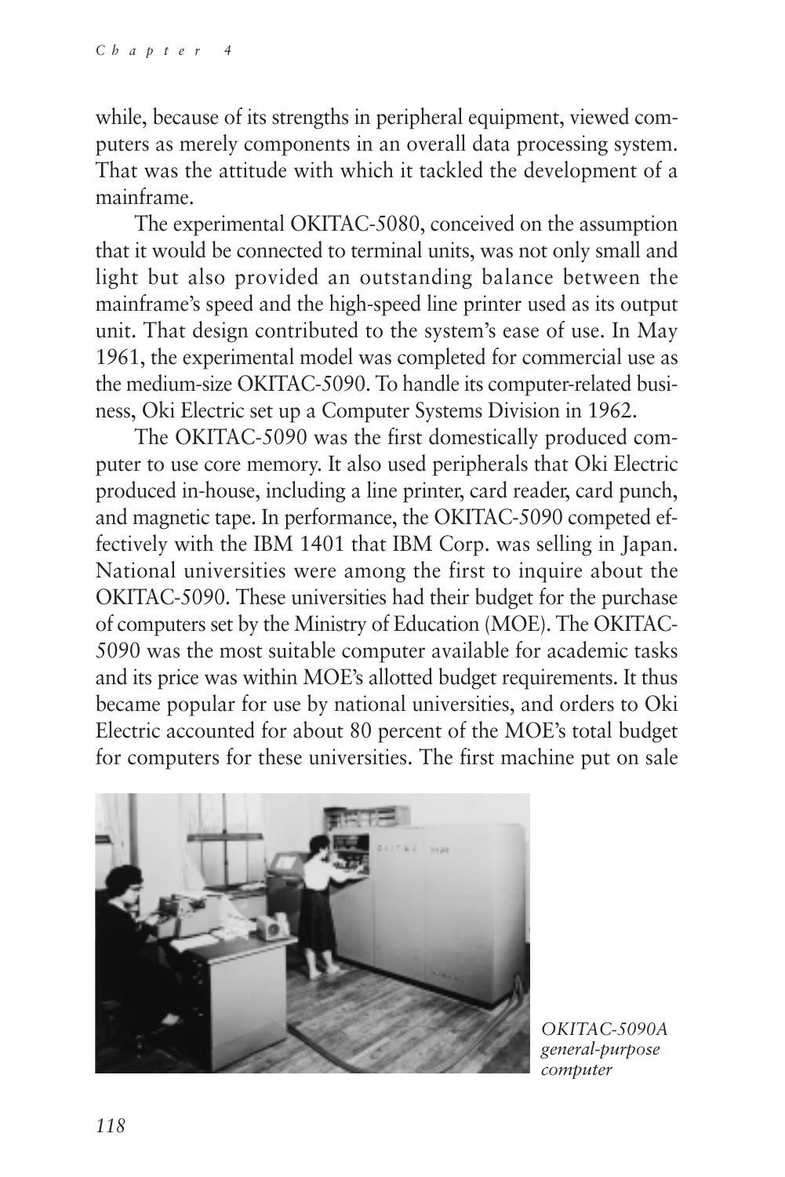while, because of its strengths in peripheral equipment, viewed computers as merely components in an overall data processing system. That was the attitude with which it tackled the development of a mainframe.

The experimental OKITAC-5080, conceived on the assumption that it would be connected to terminal units, was not only small and light but also provided an outstanding balance between the mainframe's speed and the high-speed line printer used as its output unit. That design contributed to the system's ease of use. In May 1961, the experimental model was completed for commercial use as the medium-size OKITAC-5090. To handle its computer-related business, Oki Electric set up a Computer Systems Division in 1962.

The OKITAC-5090 was the first domestically produced computer to use core memory. It also used peripherals that Oki Electric produced in-house, including a line printer, card reader, card punch, and magnetic tape. In performance, the OKITAC-5090 competed effectively with the IBM 1401 that IBM Corp. was selling in Japan. National universities were among the first to inquire about the OKITAC-5090. These universities had their budget for the purchase of computers set by the Ministry of Education (MOE). The OKITAC-5090 was the most suitable computer available for academic tasks and its price was within MOE's allotted budget requirements. It thus became popular for use by national universities, and orders to Oki Electric accounted for about 80 percent of the MOE's total budget for computers for these universities. The first machine put on sale

*OKITAC-5090A general-purpose computer*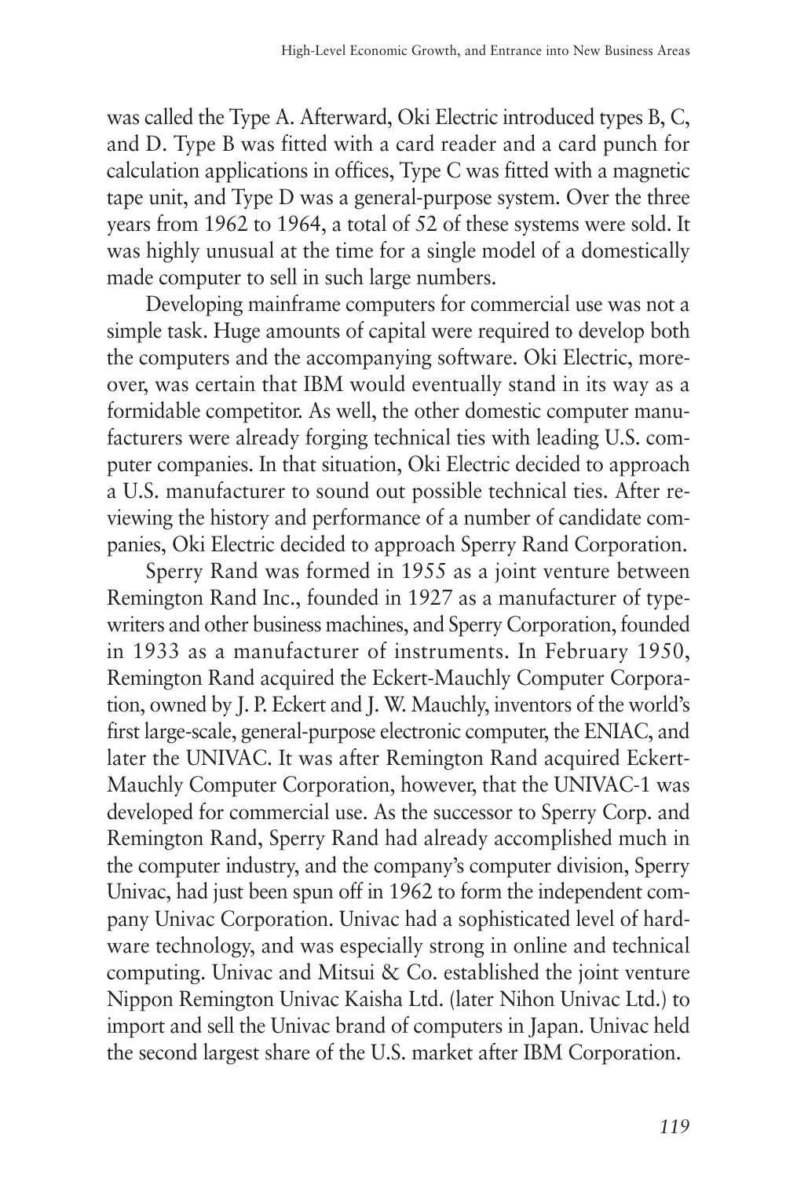was called the Type A. Afterward, Oki Electric introduced types B, C, and D. Type B was fitted with a card reader and a card punch for calculation applications in offices, Type C was fitted with a magnetic tape unit, and Type D was a general-purpose system. Over the three years from 1962 to 1964, a total of 52 of these systems were sold. It was highly unusual at the time for a single model of a domestically made computer to sell in such large numbers.

Developing mainframe computers for commercial use was not a simple task. Huge amounts of capital were required to develop both the computers and the accompanying software. Oki Electric, moreover, was certain that IBM would eventually stand in its way as a formidable competitor. As well, the other domestic computer manufacturers were already forging technical ties with leading U.S. computer companies. In that situation, Oki Electric decided to approach a U.S. manufacturer to sound out possible technical ties. After reviewing the history and performance of a number of candidate companies, Oki Electric decided to approach Sperry Rand Corporation.

Sperry Rand was formed in 1955 as a joint venture between Remington Rand Inc., founded in 1927 as a manufacturer of typewriters and other business machines, and Sperry Corporation, founded in 1933 as a manufacturer of instruments. In February 1950, Remington Rand acquired the Eckert-Mauchly Computer Corporation, owned by J. P. Eckert and J. W. Mauchly, inventors of the world's first large-scale, general-purpose electronic computer, the ENIAC, and later the UNIVAC. It was after Remington Rand acquired Eckert-Mauchly Computer Corporation, however, that the UNIVAC-1 was developed for commercial use. As the successor to Sperry Corp. and Remington Rand, Sperry Rand had already accomplished much in the computer industry, and the company's computer division, Sperry Univac, had just been spun off in 1962 to form the independent company Univac Corporation. Univac had a sophisticated level of hardware technology, and was especially strong in online and technical computing. Univac and Mitsui & Co. established the joint venture Nippon Remington Univac Kaisha Ltd. (later Nihon Univac Ltd.) to import and sell the Univac brand of computers in Japan. Univac held the second largest share of the U.S. market after IBM Corporation.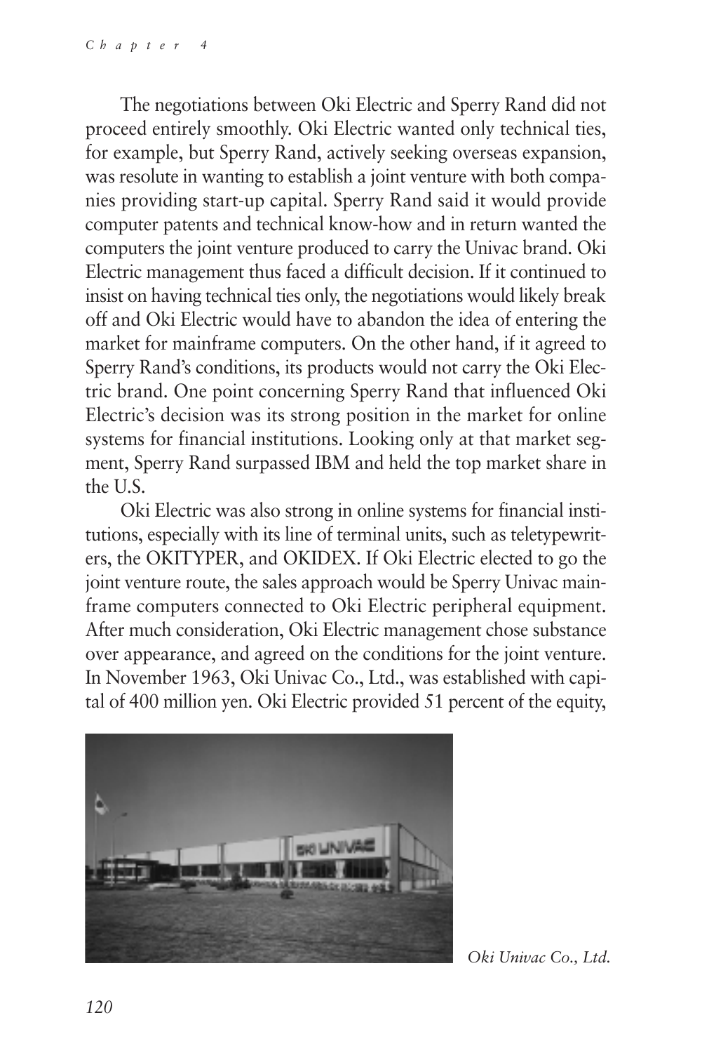The negotiations between Oki Electric and Sperry Rand did not proceed entirely smoothly. Oki Electric wanted only technical ties, for example, but Sperry Rand, actively seeking overseas expansion, was resolute in wanting to establish a joint venture with both companies providing start-up capital. Sperry Rand said it would provide computer patents and technical know-how and in return wanted the computers the joint venture produced to carry the Univac brand. Oki Electric management thus faced a difficult decision. If it continued to insist on having technical ties only, the negotiations would likely break off and Oki Electric would have to abandon the idea of entering the market for mainframe computers. On the other hand, if it agreed to Sperry Rand's conditions, its products would not carry the Oki Electric brand. One point concerning Sperry Rand that influenced Oki Electric's decision was its strong position in the market for online systems for financial institutions. Looking only at that market segment, Sperry Rand surpassed IBM and held the top market share in the U.S.

Oki Electric was also strong in online systems for financial institutions, especially with its line of terminal units, such as teletypewriters, the OKITYPER, and OKIDEX. If Oki Electric elected to go the joint venture route, the sales approach would be Sperry Univac mainframe computers connected to Oki Electric peripheral equipment. After much consideration, Oki Electric management chose substance over appearance, and agreed on the conditions for the joint venture. In November 1963, Oki Univac Co., Ltd., was established with capital of 400 million yen. Oki Electric provided 51 percent of the equity,

*Oki Univac Co., Ltd.*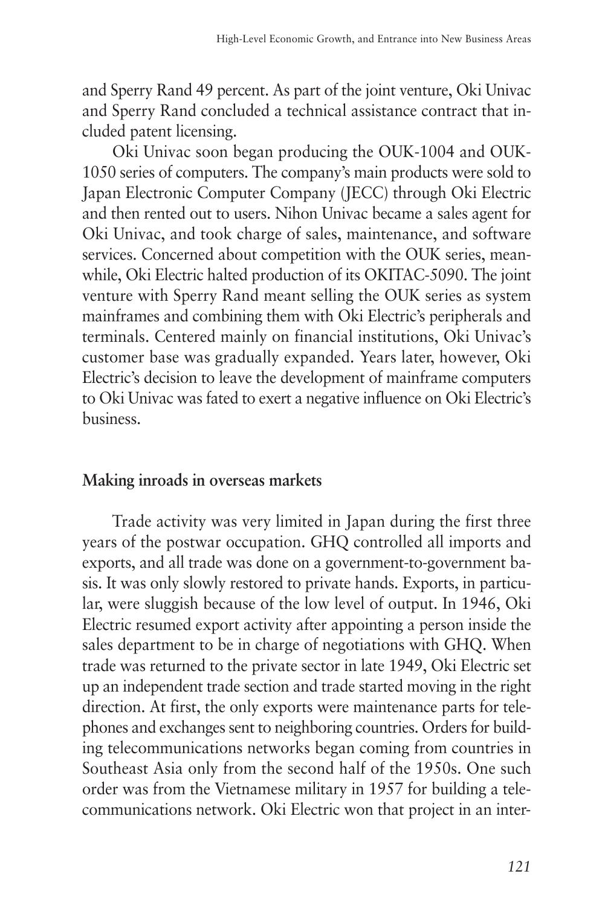and Sperry Rand 49 percent. As part of the joint venture, Oki Univac and Sperry Rand concluded a technical assistance contract that included patent licensing.

Oki Univac soon began producing the OUK-1004 and OUK-1050 series of computers. The company's main products were sold to Japan Electronic Computer Company (JECC) through Oki Electric and then rented out to users. Nihon Univac became a sales agent for Oki Univac, and took charge of sales, maintenance, and software services. Concerned about competition with the OUK series, meanwhile, Oki Electric halted production of its OKITAC-5090. The joint venture with Sperry Rand meant selling the OUK series as system mainframes and combining them with Oki Electric's peripherals and terminals. Centered mainly on financial institutions, Oki Univac's customer base was gradually expanded. Years later, however, Oki Electric's decision to leave the development of mainframe computers to Oki Univac was fated to exert a negative influence on Oki Electric's business.

### Making inroads in overseas markets

Trade activity was very limited in Japan during the first three years of the postwar occupation. GHQ controlled all imports and exports, and all trade was done on a government-to-government basis. It was only slowly restored to private hands. Exports, in particular, were sluggish because of the low level of output. In 1946, Oki Electric resumed export activity after appointing a person inside the sales department to be in charge of negotiations with GHQ. When trade was returned to the private sector in late 1949, Oki Electric set up an independent trade section and trade started moving in the right direction. At first, the only exports were maintenance parts for telephones and exchanges sent to neighboring countries. Orders for building telecommunications networks began coming from countries in Southeast Asia only from the second half of the 1950s. One such order was from the Vietnamese military in 1957 for building a telecommunications network. Oki Electric won that project in an inter-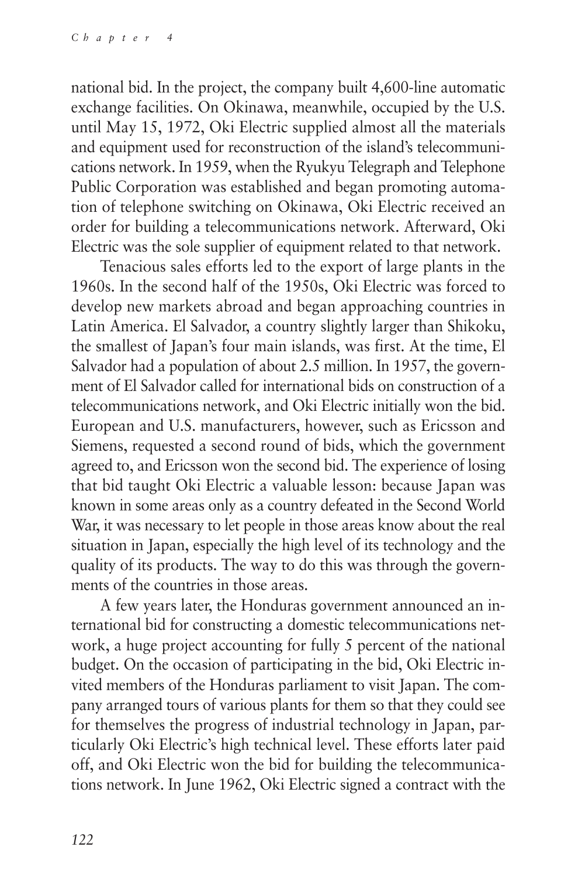national bid. In the project, the company built 4,600-line automatic exchange facilities. On Okinawa, meanwhile, occupied by the U.S. until May 15, 1972, Oki Electric supplied almost all the materials and equipment used for reconstruction of the island's telecommunications network. In 1959, when the Ryukyu Telegraph and Telephone Public Corporation was established and began promoting automation of telephone switching on Okinawa, Oki Electric received an order for building a telecommunications network. Afterward, Oki Electric was the sole supplier of equipment related to that network.

Tenacious sales efforts led to the export of large plants in the 1960s. In the second half of the 1950s, Oki Electric was forced to develop new markets abroad and began approaching countries in Latin America. El Salvador, a country slightly larger than Shikoku, the smallest of Japan's four main islands, was first. At the time, El Salvador had a population of about 2.5 million. In 1957, the government of El Salvador called for international bids on construction of a telecommunications network, and Oki Electric initially won the bid. European and U.S. manufacturers, however, such as Ericsson and Siemens, requested a second round of bids, which the government agreed to, and Ericsson won the second bid. The experience of losing that bid taught Oki Electric a valuable lesson: because Japan was known in some areas only as a country defeated in the Second World War, it was necessary to let people in those areas know about the real situation in Japan, especially the high level of its technology and the quality of its products. The way to do this was through the governments of the countries in those areas.

A few years later, the Honduras government announced an international bid for constructing a domestic telecommunications network, a huge project accounting for fully 5 percent of the national budget. On the occasion of participating in the bid, Oki Electric invited members of the Honduras parliament to visit Japan. The company arranged tours of various plants for them so that they could see for themselves the progress of industrial technology in Japan, particularly Oki Electric's high technical level. These efforts later paid off, and Oki Electric won the bid for building the telecommunications network. In June 1962, Oki Electric signed a contract with the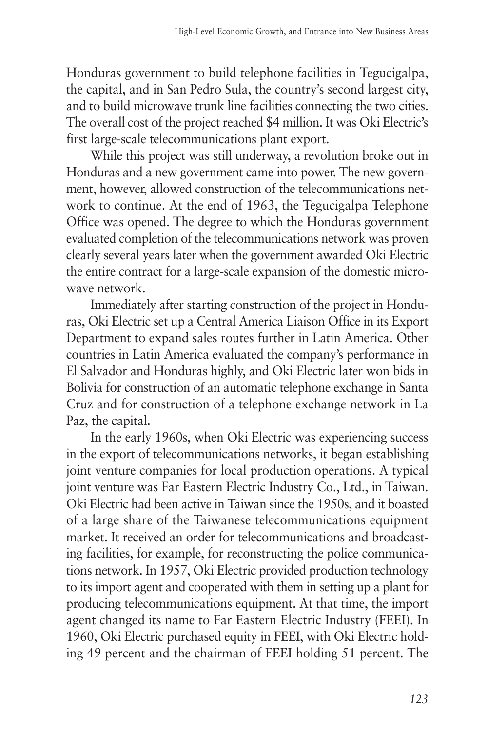Honduras government to build telephone facilities in Tegucigalpa, the capital, and in San Pedro Sula, the country's second largest city, and to build microwave trunk line facilities connecting the two cities. The overall cost of the project reached $4 million. It was Oki Electric's first large-scale telecommunications plant export.

While this project was still underway, a revolution broke out in Honduras and a new government came into power. The new government, however, allowed construction of the telecommunications network to continue. At the end of 1963, the Tegucigalpa Telephone Office was opened. The degree to which the Honduras government evaluated completion of the telecommunications network was proven clearly several years later when the government awarded Oki Electric the entire contract for a large-scale expansion of the domestic microwave network.

Immediately after starting construction of the project in Honduras, Oki Electric set up a Central America Liaison Office in its Export Department to expand sales routes further in Latin America. Other countries in Latin America evaluated the company's performance in El Salvador and Honduras highly, and Oki Electric later won bids in Bolivia for construction of an automatic telephone exchange in Santa Cruz and for construction of a telephone exchange network in La Paz, the capital.

In the early 1960s, when Oki Electric was experiencing success in the export of telecommunications networks, it began establishing joint venture companies for local production operations. A typical joint venture was Far Eastern Electric Industry Co., Ltd., in Taiwan. Oki Electric had been active in Taiwan since the 1950s, and it boasted of a large share of the Taiwanese telecommunications equipment market. It received an order for telecommunications and broadcasting facilities, for example, for reconstructing the police communications network. In 1957, Oki Electric provided production technology to its import agent and cooperated with them in setting up a plant for producing telecommunications equipment. At that time, the import agent changed its name to Far Eastern Electric Industry (FEEI). In 1960, Oki Electric purchased equity in FEEI, with Oki Electric holding 49 percent and the chairman of FEEI holding 51 percent. The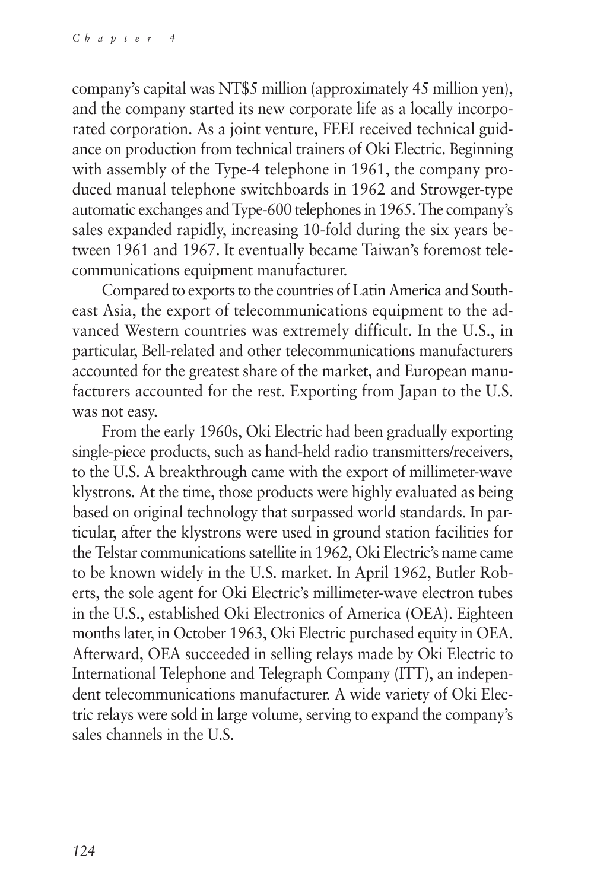company's capital was NT$5 million (approximately 45 million yen), and the company started its new corporate life as a locally incorporated corporation. As a joint venture, FEEI received technical guidance on production from technical trainers of Oki Electric. Beginning with assembly of the Type-4 telephone in 1961, the company produced manual telephone switchboards in 1962 and Strowger-type automatic exchanges and Type-600 telephones in 1965. The company's sales expanded rapidly, increasing 10-fold during the six years between 1961 and 1967. It eventually became Taiwan's foremost telecommunications equipment manufacturer.

Compared to exports to the countries of Latin America and Southeast Asia, the export of telecommunications equipment to the advanced Western countries was extremely difficult. In the U.S., in particular, Bell-related and other telecommunications manufacturers accounted for the greatest share of the market, and European manufacturers accounted for the rest. Exporting from Japan to the U.S. was not easy.

From the early 1960s, Oki Electric had been gradually exporting single-piece products, such as hand-held radio transmitters/receivers, to the U.S. A breakthrough came with the export of millimeter-wave klystrons. At the time, those products were highly evaluated as being based on original technology that surpassed world standards. In particular, after the klystrons were used in ground station facilities for the Telstar communications satellite in 1962, Oki Electric's name came to be known widely in the U.S. market. In April 1962, Butler Roberts, the sole agent for Oki Electric's millimeter-wave electron tubes in the U.S., established Oki Electronics of America (OEA). Eighteen months later, in October 1963, Oki Electric purchased equity in OEA. Afterward, OEA succeeded in selling relays made by Oki Electric to International Telephone and Telegraph Company (ITT), an independent telecommunications manufacturer. A wide variety of Oki Electric relays were sold in large volume, serving to expand the company's sales channels in the U.S.